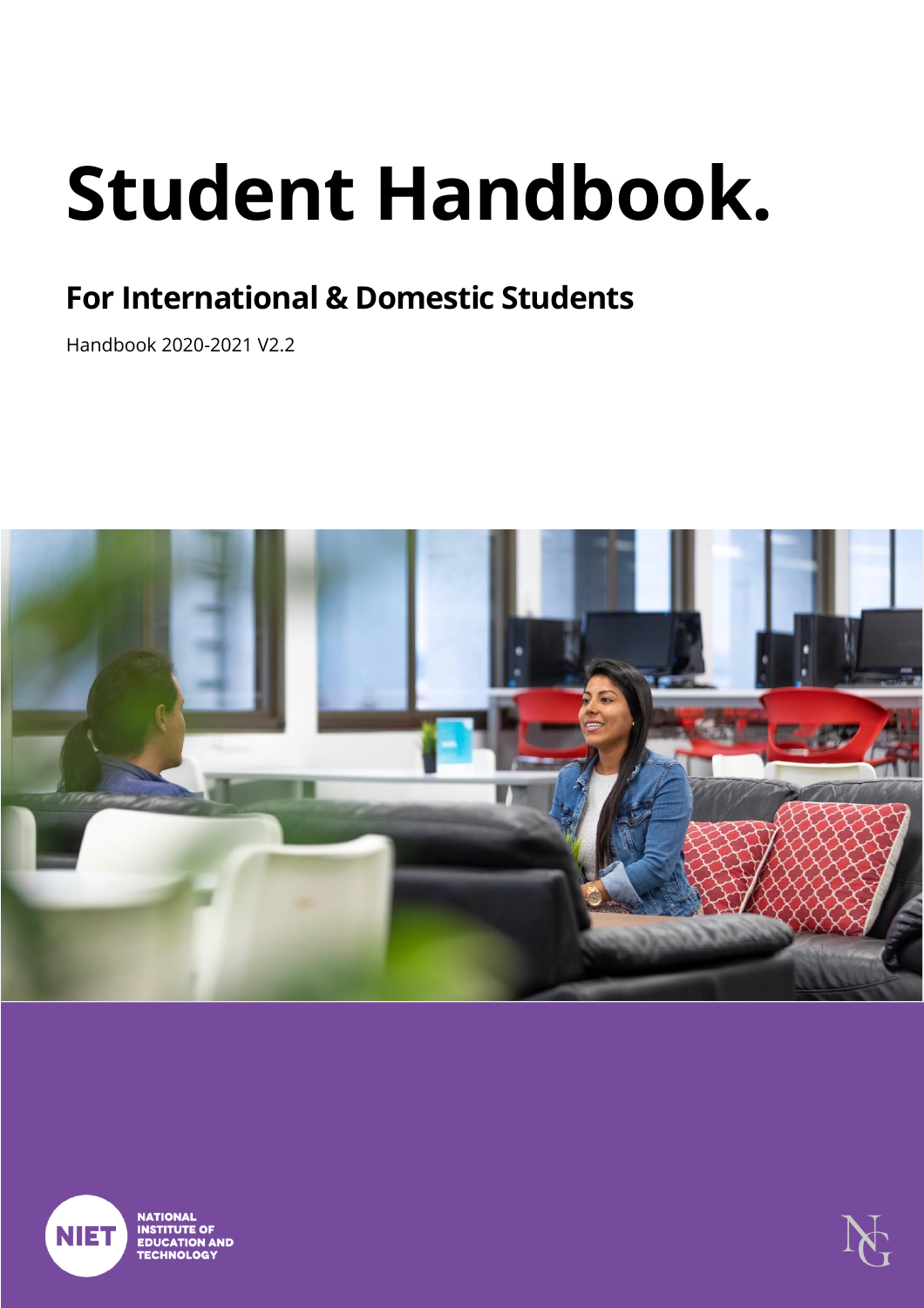# Student Handbook.

## For International & Domestic Students

Handbook 2020-2021 V2.2

NIET

NATIONAL INSTITUTE OF EDUCATION AND TECHNOLOGY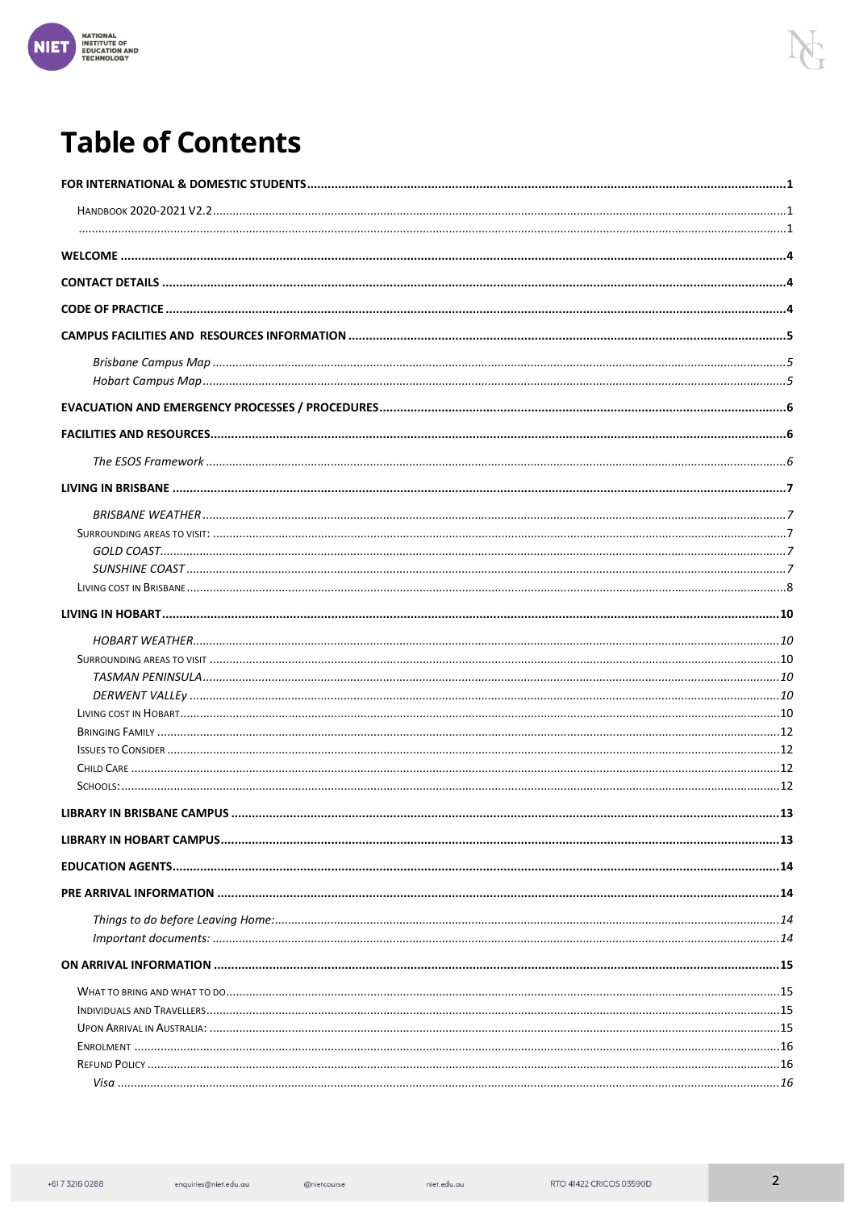# Table of Contents

FOR INTERNATIONAL & DOMESTIC STUDENTS ......1

HANDBOOK 2020-2021 V2.2 ......1

......1

WELCOME ......4

CONTACT DETAILS ......4

CODE OF PRACTICE ......4

CAMPUS FACILITIES AND RESOURCES INFORMATION ......5

*Brisbane Campus Map* ......5

*Hobart Campus Map* ......5

EVACUATION AND EMERGENCY PROCESSES / PROCEDURES ......6

FACILITIES AND RESOURCES ......6

*The ESOS Framework* ......6

LIVING IN BRISBANE ......7

*BRISBANE WEATHER* ......7

SURROUNDING AREAS TO VISIT: ......7

*GOLD COAST* ......7

*SUNSHINE COAST* ......7

LIVING COST IN BRISBANE ......8

LIVING IN HOBART ......10

*HOBART WEATHER* ......10

SURROUNDING AREAS TO VISIT ......10

*TASMAN PENINSULA* ......10

*DERWENT VALLEy* ......10

LIVING COST IN HOBART ......10

BRINGING FAMILY ......12

ISSUES TO CONSIDER ......12

CHILD CARE ......12

SCHOOLS: ......12

LIBRARY IN BRISBANE CAMPUS ......13

LIBRARY IN HOBART CAMPUS ......13

EDUCATION AGENTS ......14

PRE ARRIVAL INFORMATION ......14

*Things to do before Leaving Home:* ......14

*Important documents:* ......14

ON ARRIVAL INFORMATION ......15

WHAT TO BRING AND WHAT TO DO ......15

INDIVIDUALS AND TRAVELLERS ......15

UPON ARRIVAL IN AUSTRALIA: ......15

ENROLMENT ......16

REFUND POLICY ......16

*Visa* ......16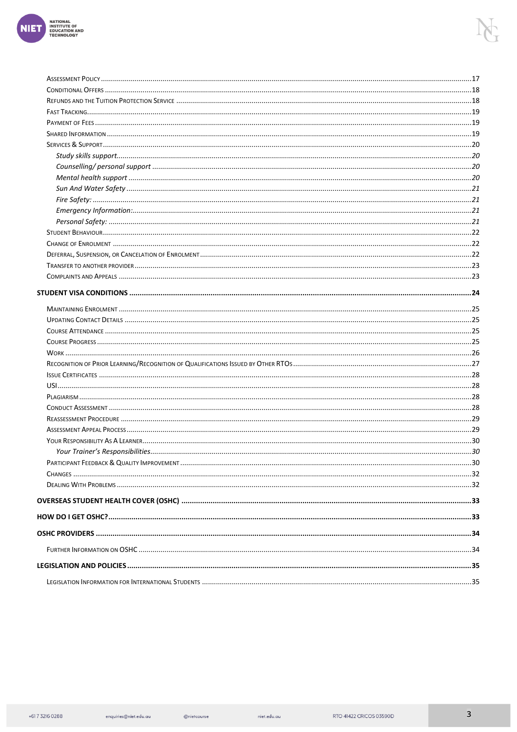Assessment Policy ....17
Conditional Offers ....18
Refunds and the Tuition Protection Service ....18
Fast Tracking ....19
Payment of Fees ....19
Shared Information ....19
Services & Support ....20
  *Study skills support* ....20
  *Counselling/ personal support* ....20
  *Mental health support* ....20
  *Sun And Water Safety* ....21
  *Fire Safety:* ....21
  *Emergency Information:* ....21
  *Personal Safety:* ....21
Student Behaviour ....22
Change of Enrolment ....22
Deferral, Suspension, or Cancelation of Enrolment ....22
Transfer to another provider ....23
Complaints and Appeals ....23

**STUDENT VISA CONDITIONS ....24**

Maintaining Enrolment ....25
Updating Contact Details ....25
Course Attendance ....25
Course Progress ....25
Work ....26
Recognition of Prior Learning/Recognition of Qualifications Issued by Other RTOs ....27
Issue Certificates ....28
USI ....28
Plagiarism ....28
Conduct Assessment ....28
Reassessment Procedure ....29
Assessment Appeal Process ....29
Your Responsibility As A Learner ....30
  *Your Trainer's Responsibilities* ....30
Participant Feedback & Quality Improvement ....30
Changes ....32
Dealing With Problems ....32

**OVERSEAS STUDENT HEALTH COVER (OSHC) ....33**

**HOW DO I GET OSHC? ....33**

**OSHC PROVIDERS ....34**

Further Information on OSHC ....34

**LEGISLATION AND POLICIES ....35**

Legislation Information for International Students ....35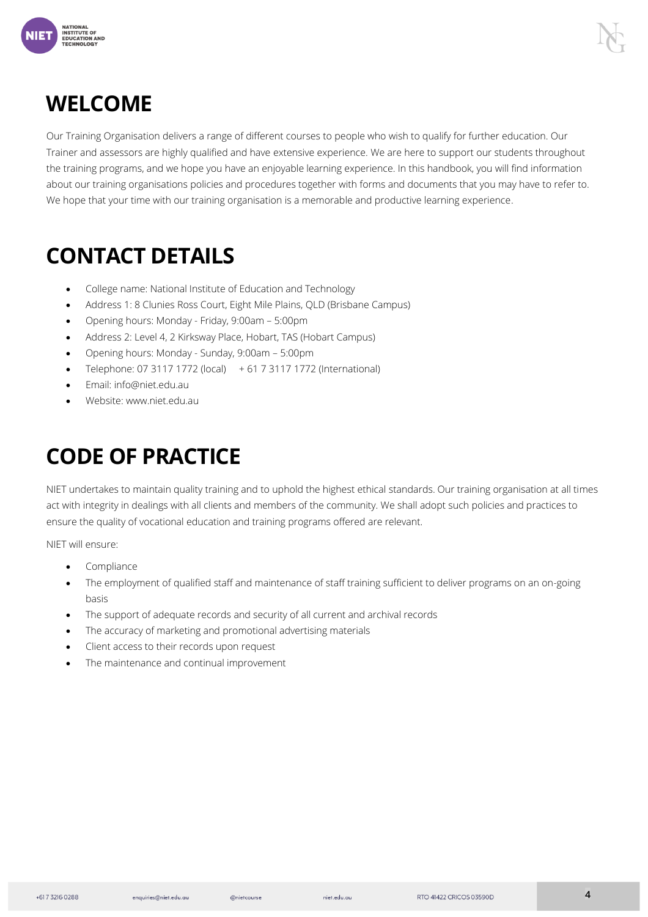# WELCOME

Our Training Organisation delivers a range of different courses to people who wish to qualify for further education. Our Trainer and assessors are highly qualified and have extensive experience. We are here to support our students throughout the training programs, and we hope you have an enjoyable learning experience. In this handbook, you will find information about our training organisations policies and procedures together with forms and documents that you may have to refer to. We hope that your time with our training organisation is a memorable and productive learning experience.

# CONTACT DETAILS

- College name: National Institute of Education and Technology
- Address 1: 8 Clunies Ross Court, Eight Mile Plains, QLD (Brisbane Campus)
- Opening hours: Monday - Friday, 9:00am – 5:00pm
- Address 2: Level 4, 2 Kirksway Place, Hobart, TAS (Hobart Campus)
- Opening hours: Monday - Sunday, 9:00am – 5:00pm
- Telephone: 07 3117 1772 (local)     + 61 7 3117 1772 (International)
- Email: info@niet.edu.au
- Website: www.niet.edu.au

# CODE OF PRACTICE

NIET undertakes to maintain quality training and to uphold the highest ethical standards. Our training organisation at all times act with integrity in dealings with all clients and members of the community. We shall adopt such policies and practices to ensure the quality of vocational education and training programs offered are relevant.

NIET will ensure:

- Compliance
- The employment of qualified staff and maintenance of staff training sufficient to deliver programs on an on-going basis
- The support of adequate records and security of all current and archival records
- The accuracy of marketing and promotional advertising materials
- Client access to their records upon request
- The maintenance and continual improvement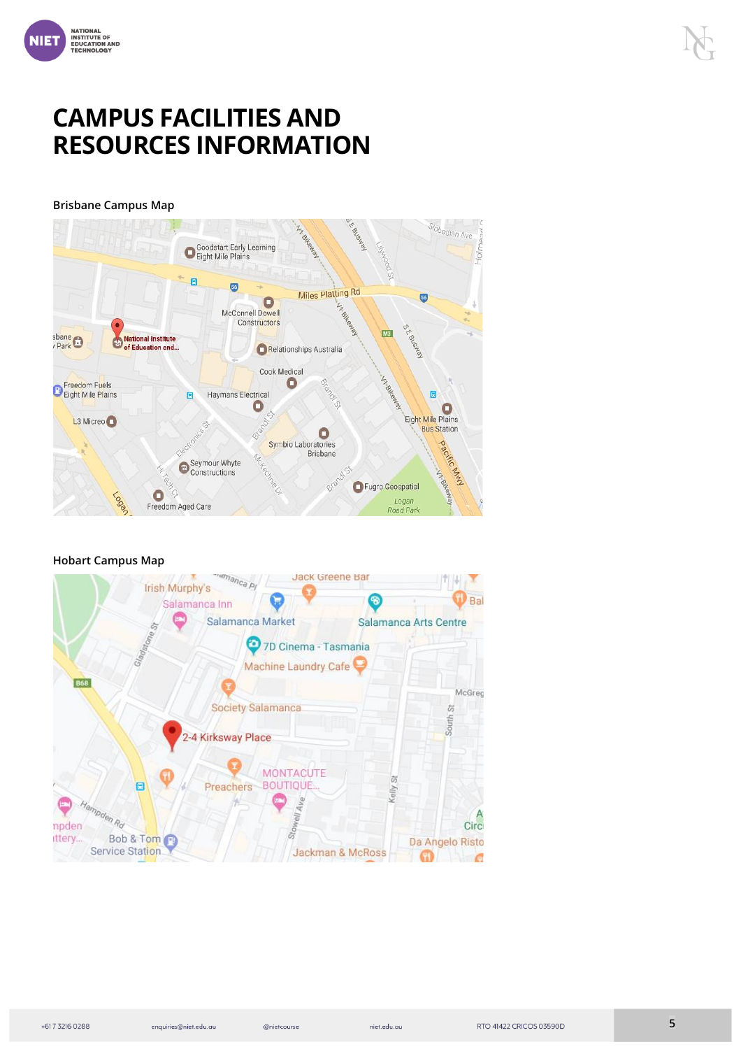# CAMPUS FACILITIES AND RESOURCES INFORMATION

**Brisbane Campus Map**

**Hobart Campus Map**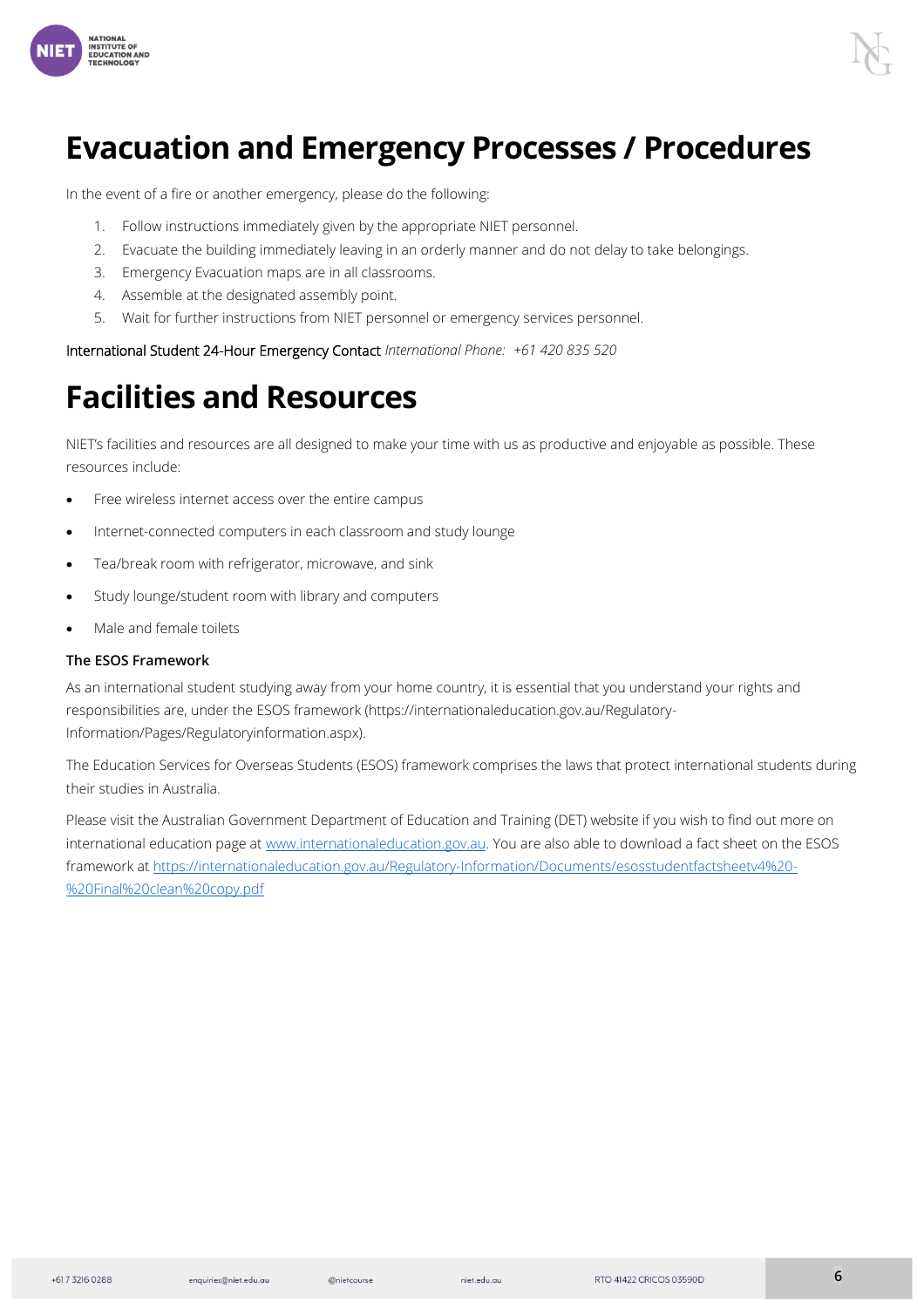# Evacuation and Emergency Processes / Procedures

In the event of a fire or another emergency, please do the following:

1. Follow instructions immediately given by the appropriate NIET personnel.
2. Evacuate the building immediately leaving in an orderly manner and do not delay to take belongings.
3. Emergency Evacuation maps are in all classrooms.
4. Assemble at the designated assembly point.
5. Wait for further instructions from NIET personnel or emergency services personnel.

International Student 24-Hour Emergency Contact *International Phone: +61 420 835 520*

# Facilities and Resources

NIET's facilities and resources are all designed to make your time with us as productive and enjoyable as possible. These resources include:

- Free wireless internet access over the entire campus
- Internet-connected computers in each classroom and study lounge
- Tea/break room with refrigerator, microwave, and sink
- Study lounge/student room with library and computers
- Male and female toilets

### The ESOS Framework

As an international student studying away from your home country, it is essential that you understand your rights and responsibilities are, under the ESOS framework (https://internationaleducation.gov.au/Regulatory-Information/Pages/Regulatoryinformation.aspx).

The Education Services for Overseas Students (ESOS) framework comprises the laws that protect international students during their studies in Australia.

Please visit the Australian Government Department of Education and Training (DET) website if you wish to find out more on international education page at [www.internationaleducation.gov.au](www.internationaleducation.gov.au). You are also able to download a fact sheet on the ESOS framework at [https://internationaleducation.gov.au/Regulatory-Information/Documents/esosstudentfactsheetv4%20-%20Final%20clean%20copy.pdf](https://internationaleducation.gov.au/Regulatory-Information/Documents/esosstudentfactsheetv4%20-%20Final%20clean%20copy.pdf)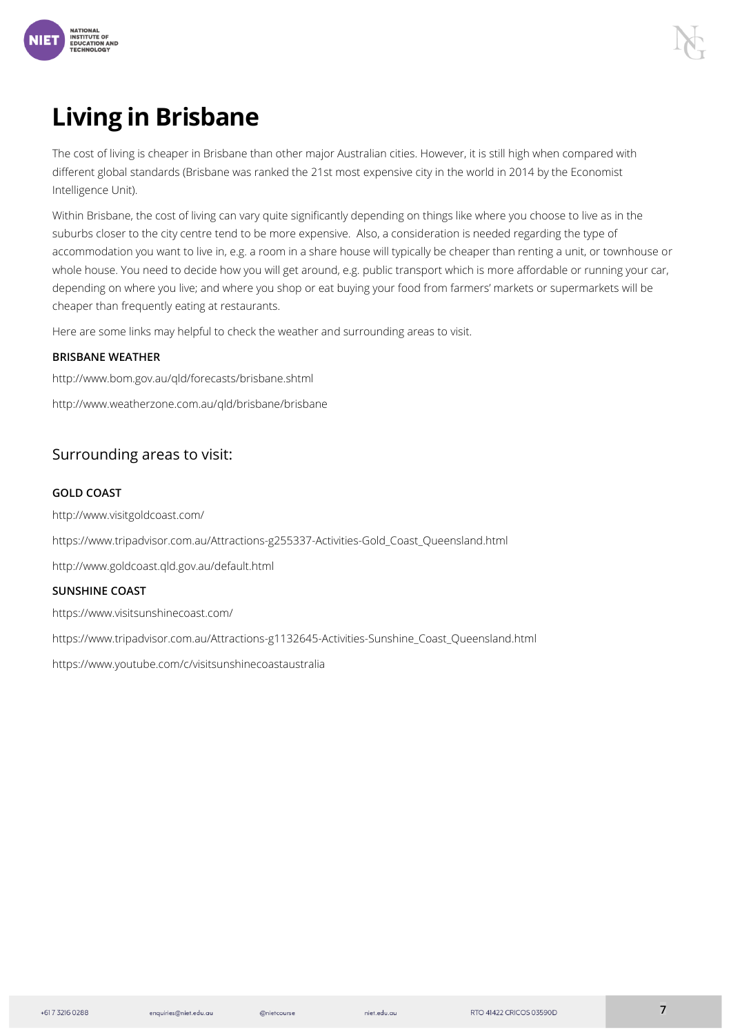# Living in Brisbane

The cost of living is cheaper in Brisbane than other major Australian cities. However, it is still high when compared with different global standards (Brisbane was ranked the 21st most expensive city in the world in 2014 by the Economist Intelligence Unit).

Within Brisbane, the cost of living can vary quite significantly depending on things like where you choose to live as in the suburbs closer to the city centre tend to be more expensive. Also, a consideration is needed regarding the type of accommodation you want to live in, e.g. a room in a share house will typically be cheaper than renting a unit, or townhouse or whole house. You need to decide how you will get around, e.g. public transport which is more affordable or running your car, depending on where you live; and where you shop or eat buying your food from farmers' markets or supermarkets will be cheaper than frequently eating at restaurants.

Here are some links may helpful to check the weather and surrounding areas to visit.

**BRISBANE WEATHER**

http://www.bom.gov.au/qld/forecasts/brisbane.shtml

http://www.weatherzone.com.au/qld/brisbane/brisbane

## Surrounding areas to visit:

**GOLD COAST**

http://www.visitgoldcoast.com/

https://www.tripadvisor.com.au/Attractions-g255337-Activities-Gold_Coast_Queensland.html

http://www.goldcoast.qld.gov.au/default.html

**SUNSHINE COAST**

https://www.visitsunshinecoast.com/

https://www.tripadvisor.com.au/Attractions-g1132645-Activities-Sunshine_Coast_Queensland.html

https://www.youtube.com/c/visitsunshinecoastaustralia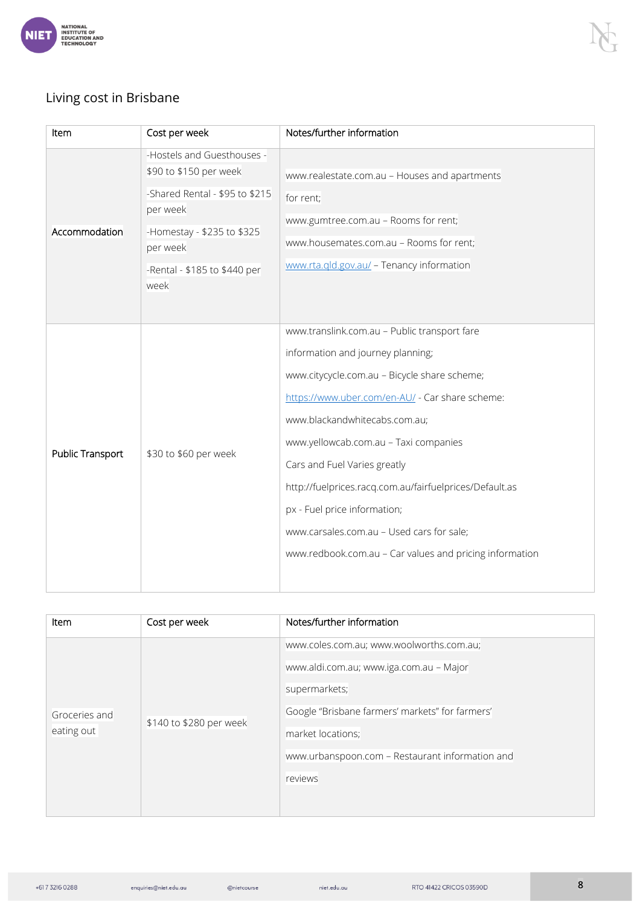## Living cost in Brisbane

| Item | Cost per week | Notes/further information |
|---|---|---|
| Accommodation | -Hostels and Guesthouses - $90 to $150 per week<br>-Shared Rental - $95 to $215 per week<br>-Homestay - $235 to $325 per week<br>-Rental - $185 to $440 per week | www.realestate.com.au – Houses and apartments for rent;<br>www.gumtree.com.au – Rooms for rent;<br>www.housemates.com.au – Rooms for rent;<br>www.rta.qld.gov.au/ – Tenancy information |
| Public Transport | $30 to $60 per week | www.translink.com.au – Public transport fare information and journey planning;<br>www.citycycle.com.au – Bicycle share scheme;<br>https://www.uber.com/en-AU/ - Car share scheme:<br>www.blackandwhitecabs.com.au;<br>www.yellowcab.com.au – Taxi companies<br>Cars and Fuel Varies greatly<br>http://fuelprices.racq.com.au/fairfuelprices/Default.aspx - Fuel price information;<br>www.carsales.com.au – Used cars for sale;<br>www.redbook.com.au – Car values and pricing information |
| Groceries and eating out | $140 to $280 per week | www.coles.com.au; www.woolworths.com.au; www.aldi.com.au; www.iga.com.au – Major supermarkets;<br>Google "Brisbane farmers' markets" for farmers' market locations;<br>www.urbanspoon.com – Restaurant information and reviews |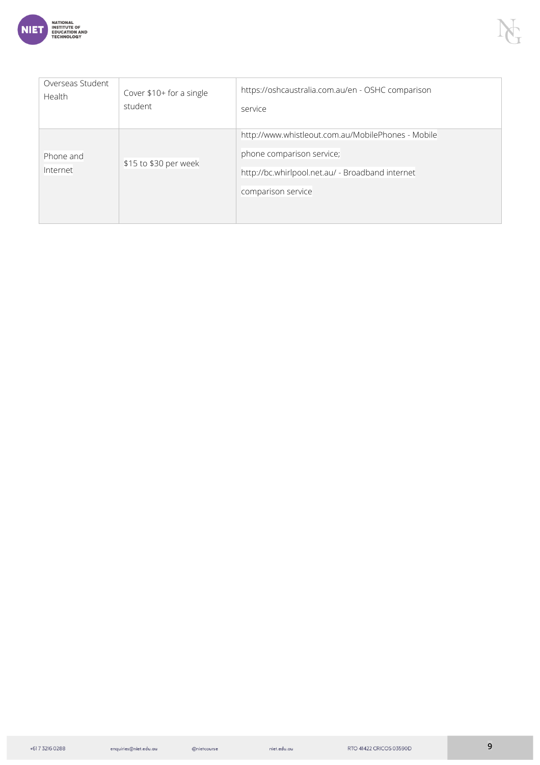| | | |
|---|---|---|
| Overseas Student Health | Cover $10+ for a single student | https://oshcaustralia.com.au/en - OSHC comparison service |
| Phone and Internet | $15 to $30 per week | http://www.whistleout.com.au/MobilePhones - Mobile phone comparison service; http://bc.whirlpool.net.au/ - Broadband internet comparison service |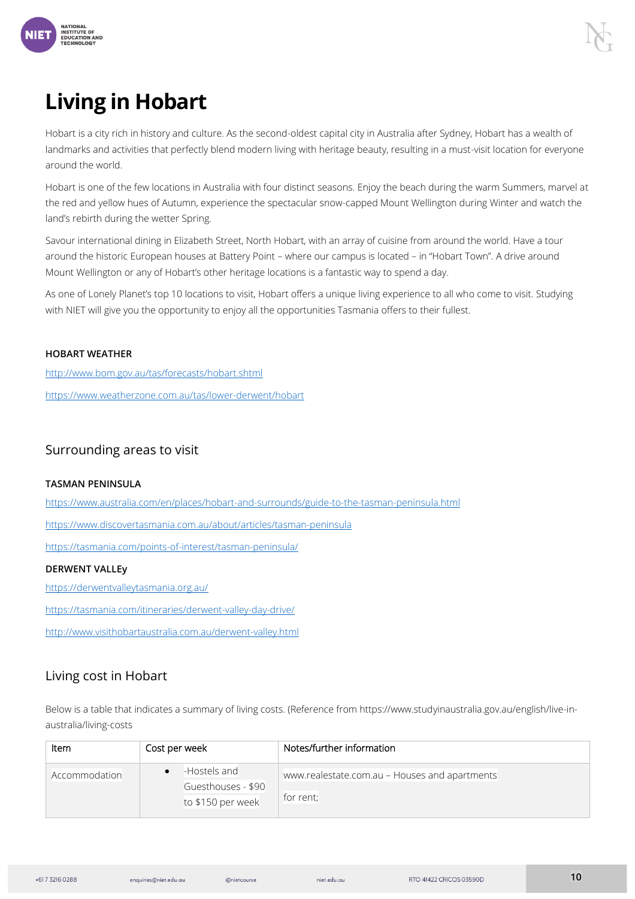# Living in Hobart

Hobart is a city rich in history and culture. As the second-oldest capital city in Australia after Sydney, Hobart has a wealth of landmarks and activities that perfectly blend modern living with heritage beauty, resulting in a must-visit location for everyone around the world.

Hobart is one of the few locations in Australia with four distinct seasons. Enjoy the beach during the warm Summers, marvel at the red and yellow hues of Autumn, experience the spectacular snow-capped Mount Wellington during Winter and watch the land's rebirth during the wetter Spring.

Savour international dining in Elizabeth Street, North Hobart, with an array of cuisine from around the world. Have a tour around the historic European houses at Battery Point – where our campus is located – in "Hobart Town". A drive around Mount Wellington or any of Hobart's other heritage locations is a fantastic way to spend a day.

As one of Lonely Planet's top 10 locations to visit, Hobart offers a unique living experience to all who come to visit. Studying with NIET will give you the opportunity to enjoy all the opportunities Tasmania offers to their fullest.

**HOBART WEATHER**

http://www.bom.gov.au/tas/forecasts/hobart.shtml

https://www.weatherzone.com.au/tas/lower-derwent/hobart

## Surrounding areas to visit

**TASMAN PENINSULA**

https://www.australia.com/en/places/hobart-and-surrounds/guide-to-the-tasman-peninsula.html

https://www.discovertasmania.com.au/about/articles/tasman-peninsula

https://tasmania.com/points-of-interest/tasman-peninsula/

**DERWENT VALLEy**

https://derwentvalleytasmania.org.au/

https://tasmania.com/itineraries/derwent-valley-day-drive/

http://www.visithobartaustralia.com.au/derwent-valley.html

## Living cost in Hobart

Below is a table that indicates a summary of living costs. (Reference from https://www.studyinaustralia.gov.au/english/live-in-australia/living-costs

| Item | Cost per week | Notes/further information |
|---|---|---|
| Accommodation | • -Hostels and Guesthouses - $90 to $150 per week | www.realestate.com.au – Houses and apartments for rent; |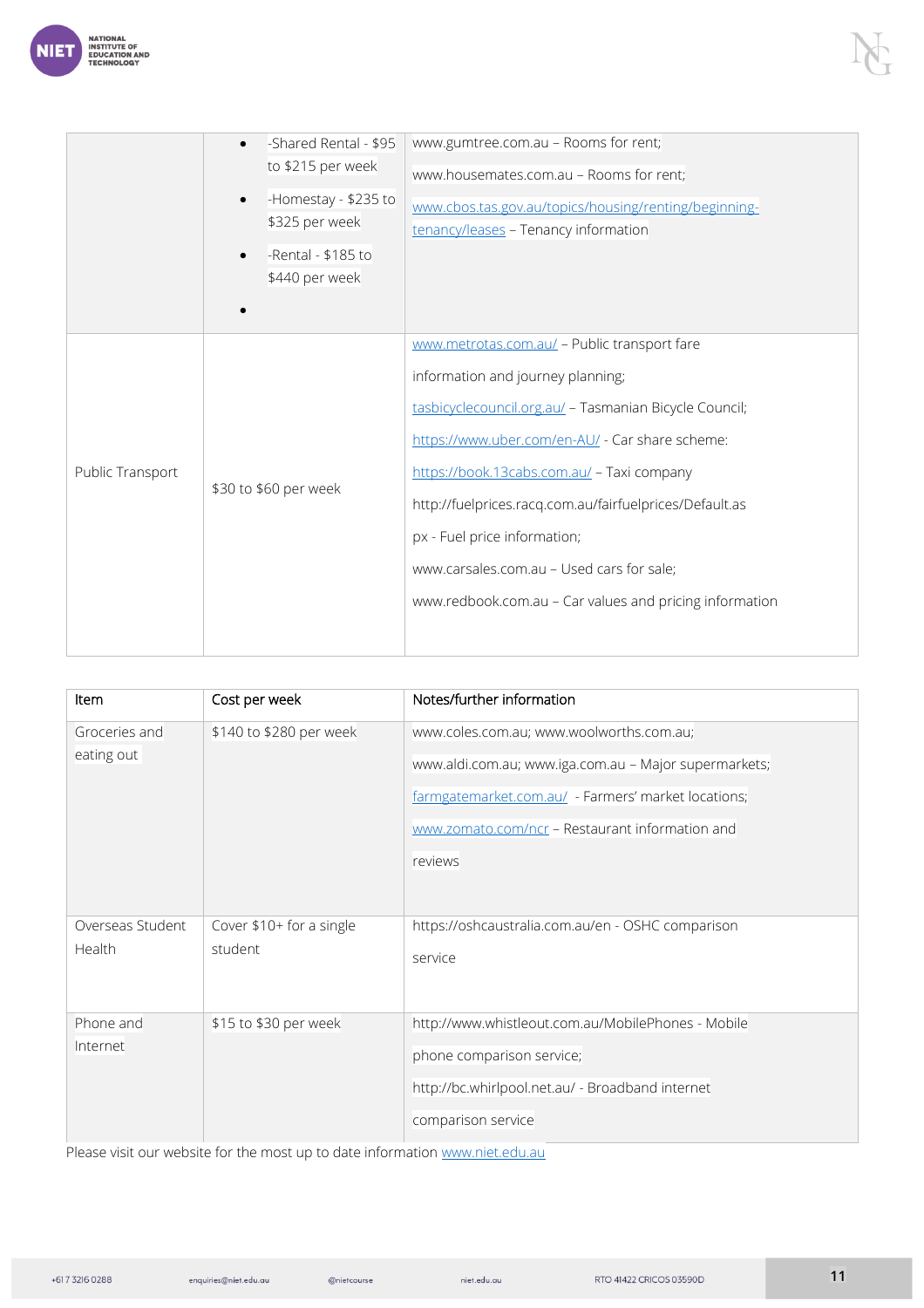| | | |
|---|---|---|
| | • -Shared Rental - $95 to $215 per week<br>• -Homestay - $235 to $325 per week<br>• -Rental - $185 to $440 per week<br>• | www.gumtree.com.au – Rooms for rent;<br>www.housemates.com.au – Rooms for rent;<br>www.cbos.tas.gov.au/topics/housing/renting/beginning-tenancy/leases – Tenancy information |
| Public Transport | $30 to $60 per week | www.metrotas.com.au/ – Public transport fare information and journey planning;<br>tasbicyclecouncil.org.au/ – Tasmanian Bicycle Council;<br>https://www.uber.com/en-AU/ - Car share scheme:<br>https://book.13cabs.com.au/ – Taxi company<br>http://fuelprices.racq.com.au/fairfuelprices/Default.aspx - Fuel price information;<br>www.carsales.com.au – Used cars for sale;<br>www.redbook.com.au – Car values and pricing information |

| Item | Cost per week | Notes/further information |
|---|---|---|
| Groceries and eating out | $140 to $280 per week | www.coles.com.au; www.woolworths.com.au;<br>www.aldi.com.au; www.iga.com.au – Major supermarkets;<br>farmgatemarket.com.au/ - Farmers' market locations;<br>www.zomato.com/ncr – Restaurant information and reviews |
| Overseas Student Health | Cover $10+ for a single student | https://oshcaustralia.com.au/en - OSHC comparison service |
| Phone and Internet | $15 to $30 per week | http://www.whistleout.com.au/MobilePhones - Mobile phone comparison service;<br>http://bc.whirlpool.net.au/ - Broadband internet comparison service |

Please visit our website for the most up to date information www.niet.edu.au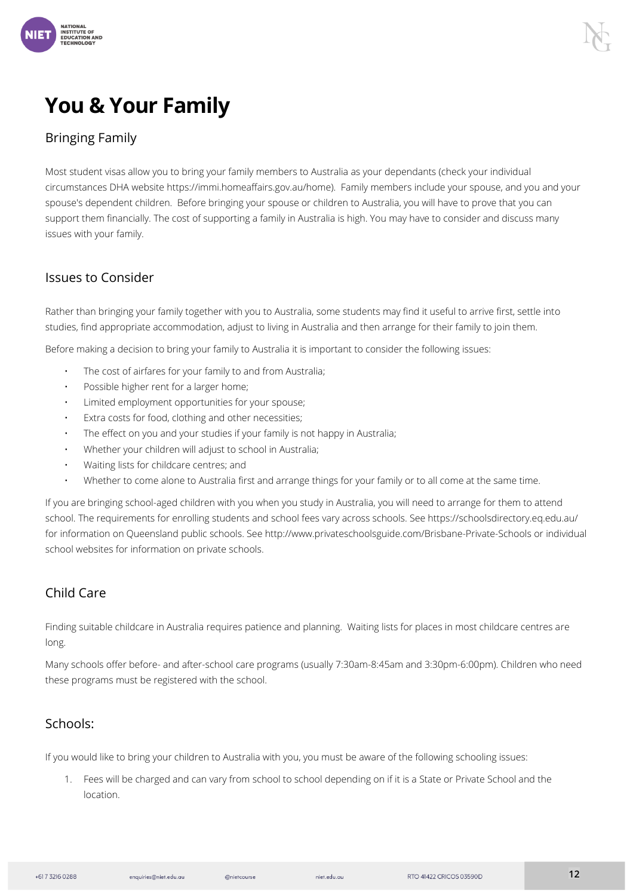# You & Your Family

## Bringing Family

Most student visas allow you to bring your family members to Australia as your dependants (check your individual circumstances DHA website https://immi.homeaffairs.gov.au/home). Family members include your spouse, and you and your spouse's dependent children. Before bringing your spouse or children to Australia, you will have to prove that you can support them financially. The cost of supporting a family in Australia is high. You may have to consider and discuss many issues with your family.

## Issues to Consider

Rather than bringing your family together with you to Australia, some students may find it useful to arrive first, settle into studies, find appropriate accommodation, adjust to living in Australia and then arrange for their family to join them.

Before making a decision to bring your family to Australia it is important to consider the following issues:

- The cost of airfares for your family to and from Australia;
- Possible higher rent for a larger home;
- Limited employment opportunities for your spouse;
- Extra costs for food, clothing and other necessities;
- The effect on you and your studies if your family is not happy in Australia;
- Whether your children will adjust to school in Australia;
- Waiting lists for childcare centres; and
- Whether to come alone to Australia first and arrange things for your family or to all come at the same time.

If you are bringing school-aged children with you when you study in Australia, you will need to arrange for them to attend school. The requirements for enrolling students and school fees vary across schools. See https://schoolsdirectory.eq.edu.au/ for information on Queensland public schools. See http://www.privateschoolsguide.com/Brisbane-Private-Schools or individual school websites for information on private schools.

## Child Care

Finding suitable childcare in Australia requires patience and planning. Waiting lists for places in most childcare centres are long.

Many schools offer before- and after-school care programs (usually 7:30am-8:45am and 3:30pm-6:00pm). Children who need these programs must be registered with the school.

## Schools:

If you would like to bring your children to Australia with you, you must be aware of the following schooling issues:

1. Fees will be charged and can vary from school to school depending on if it is a State or Private School and the location.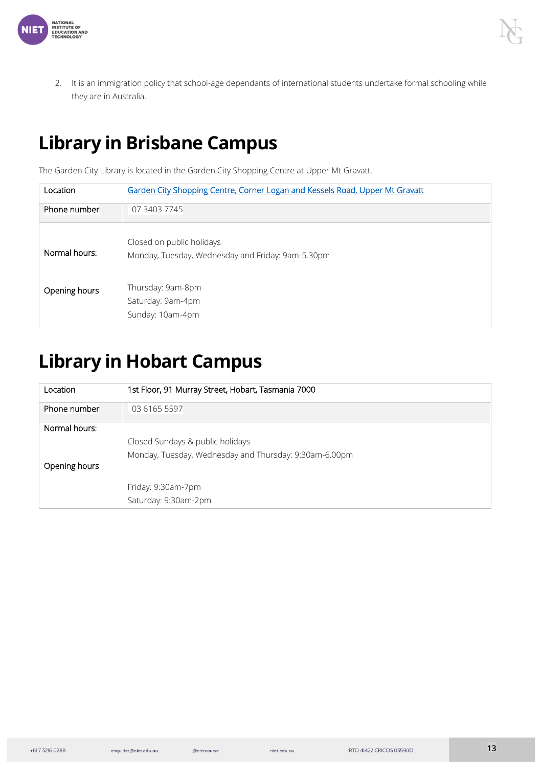2. It is an immigration policy that school-age dependants of international students undertake formal schooling while they are in Australia.

# Library in Brisbane Campus

The Garden City Library is located in the Garden City Shopping Centre at Upper Mt Gravatt.

| Location | Garden City Shopping Centre, Corner Logan and Kessels Road, Upper Mt Gravatt |
|---|---|
| Phone number | 07 3403 7745 |
| Normal hours:<br><br>Opening hours | Closed on public holidays<br>Monday, Tuesday, Wednesday and Friday: 9am-5.30pm<br><br>Thursday: 9am-8pm<br>Saturday: 9am-4pm<br>Sunday: 10am-4pm |

# Library in Hobart Campus

| Location | 1st Floor, 91 Murray Street, Hobart, Tasmania 7000 |
|---|---|
| Phone number | 03 6165 5597 |
| Normal hours:<br><br>Opening hours | Closed Sundays & public holidays<br>Monday, Tuesday, Wednesday and Thursday: 9:30am-6.00pm<br><br>Friday: 9:30am-7pm<br>Saturday: 9:30am-2pm |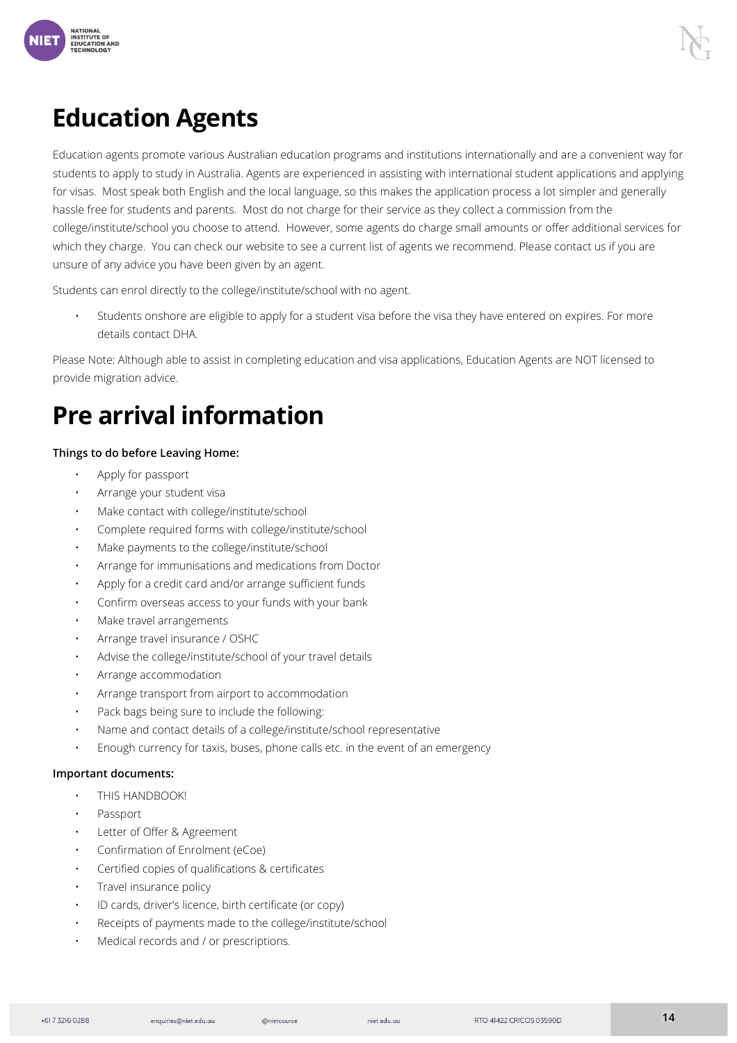# Education Agents

Education agents promote various Australian education programs and institutions internationally and are a convenient way for students to apply to study in Australia. Agents are experienced in assisting with international student applications and applying for visas. Most speak both English and the local language, so this makes the application process a lot simpler and generally hassle free for students and parents. Most do not charge for their service as they collect a commission from the college/institute/school you choose to attend. However, some agents do charge small amounts or offer additional services for which they charge. You can check our website to see a current list of agents we recommend. Please contact us if you are unsure of any advice you have been given by an agent.

Students can enrol directly to the college/institute/school with no agent.

- Students onshore are eligible to apply for a student visa before the visa they have entered on expires. For more details contact DHA.

Please Note: Although able to assist in completing education and visa applications, Education Agents are NOT licensed to provide migration advice.

# Pre arrival information

**Things to do before Leaving Home:**

- Apply for passport
- Arrange your student visa
- Make contact with college/institute/school
- Complete required forms with college/institute/school
- Make payments to the college/institute/school
- Arrange for immunisations and medications from Doctor
- Apply for a credit card and/or arrange sufficient funds
- Confirm overseas access to your funds with your bank
- Make travel arrangements
- Arrange travel insurance / OSHC
- Advise the college/institute/school of your travel details
- Arrange accommodation
- Arrange transport from airport to accommodation
- Pack bags being sure to include the following:
- Name and contact details of a college/institute/school representative
- Enough currency for taxis, buses, phone calls etc. in the event of an emergency

**Important documents:**

- THIS HANDBOOK!
- Passport
- Letter of Offer & Agreement
- Confirmation of Enrolment (eCoe)
- Certified copies of qualifications & certificates
- Travel insurance policy
- ID cards, driver's licence, birth certificate (or copy)
- Receipts of payments made to the college/institute/school
- Medical records and / or prescriptions.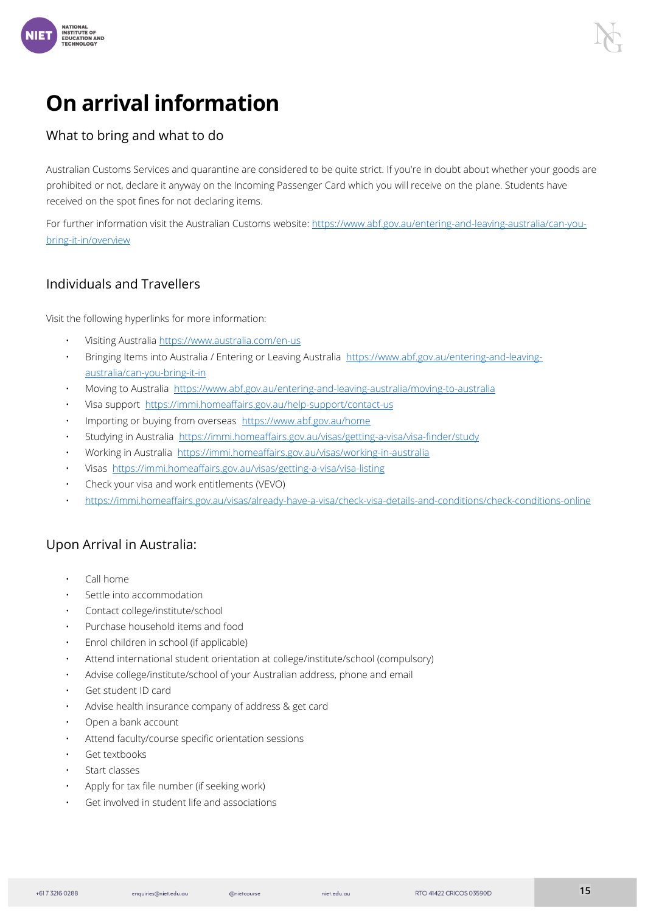# On arrival information

## What to bring and what to do

Australian Customs Services and quarantine are considered to be quite strict. If you're in doubt about whether your goods are prohibited or not, declare it anyway on the Incoming Passenger Card which you will receive on the plane. Students have received on the spot fines for not declaring items.

For further information visit the Australian Customs website: https://www.abf.gov.au/entering-and-leaving-australia/can-you-bring-it-in/overview

## Individuals and Travellers

Visit the following hyperlinks for more information:

- Visiting Australia https://www.australia.com/en-us
- Bringing Items into Australia / Entering or Leaving Australia https://www.abf.gov.au/entering-and-leaving-australia/can-you-bring-it-in
- Moving to Australia https://www.abf.gov.au/entering-and-leaving-australia/moving-to-australia
- Visa support https://immi.homeaffairs.gov.au/help-support/contact-us
- Importing or buying from overseas https://www.abf.gov.au/home
- Studying in Australia https://immi.homeaffairs.gov.au/visas/getting-a-visa/visa-finder/study
- Working in Australia https://immi.homeaffairs.gov.au/visas/working-in-australia
- Visas https://immi.homeaffairs.gov.au/visas/getting-a-visa/visa-listing
- Check your visa and work entitlements (VEVO)
- https://immi.homeaffairs.gov.au/visas/already-have-a-visa/check-visa-details-and-conditions/check-conditions-online

## Upon Arrival in Australia:

- Call home
- Settle into accommodation
- Contact college/institute/school
- Purchase household items and food
- Enrol children in school (if applicable)
- Attend international student orientation at college/institute/school (compulsory)
- Advise college/institute/school of your Australian address, phone and email
- Get student ID card
- Advise health insurance company of address & get card
- Open a bank account
- Attend faculty/course specific orientation sessions
- Get textbooks
- Start classes
- Apply for tax file number (if seeking work)
- Get involved in student life and associations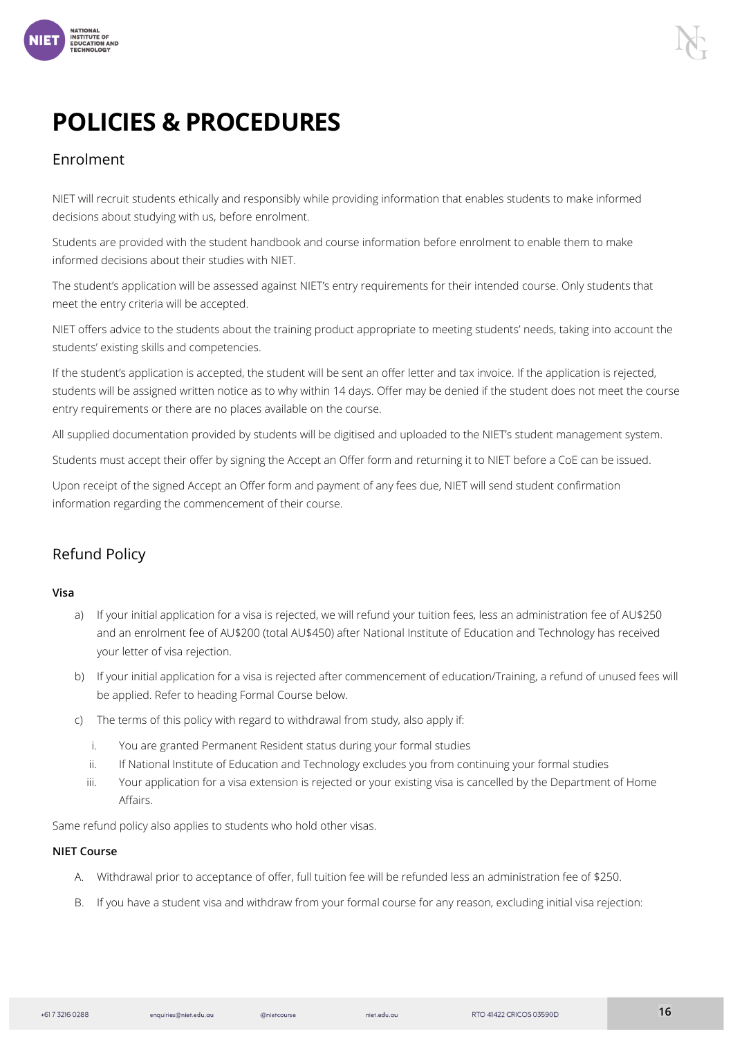# POLICIES & PROCEDURES

## Enrolment

NIET will recruit students ethically and responsibly while providing information that enables students to make informed decisions about studying with us, before enrolment.

Students are provided with the student handbook and course information before enrolment to enable them to make informed decisions about their studies with NIET.

The student's application will be assessed against NIET's entry requirements for their intended course. Only students that meet the entry criteria will be accepted.

NIET offers advice to the students about the training product appropriate to meeting students' needs, taking into account the students' existing skills and competencies.

If the student's application is accepted, the student will be sent an offer letter and tax invoice. If the application is rejected, students will be assigned written notice as to why within 14 days. Offer may be denied if the student does not meet the course entry requirements or there are no places available on the course.

All supplied documentation provided by students will be digitised and uploaded to the NIET's student management system.

Students must accept their offer by signing the Accept an Offer form and returning it to NIET before a CoE can be issued.

Upon receipt of the signed Accept an Offer form and payment of any fees due, NIET will send student confirmation information regarding the commencement of their course.

## Refund Policy

**Visa**

a) If your initial application for a visa is rejected, we will refund your tuition fees, less an administration fee of AU$250 and an enrolment fee of AU$200 (total AU$450) after National Institute of Education and Technology has received your letter of visa rejection.

b) If your initial application for a visa is rejected after commencement of education/Training, a refund of unused fees will be applied. Refer to heading Formal Course below.

c) The terms of this policy with regard to withdrawal from study, also apply if:

   i. You are granted Permanent Resident status during your formal studies

   ii. If National Institute of Education and Technology excludes you from continuing your formal studies

   iii. Your application for a visa extension is rejected or your existing visa is cancelled by the Department of Home Affairs.

Same refund policy also applies to students who hold other visas.

**NIET Course**

A. Withdrawal prior to acceptance of offer, full tuition fee will be refunded less an administration fee of $250.

B. If you have a student visa and withdraw from your formal course for any reason, excluding initial visa rejection: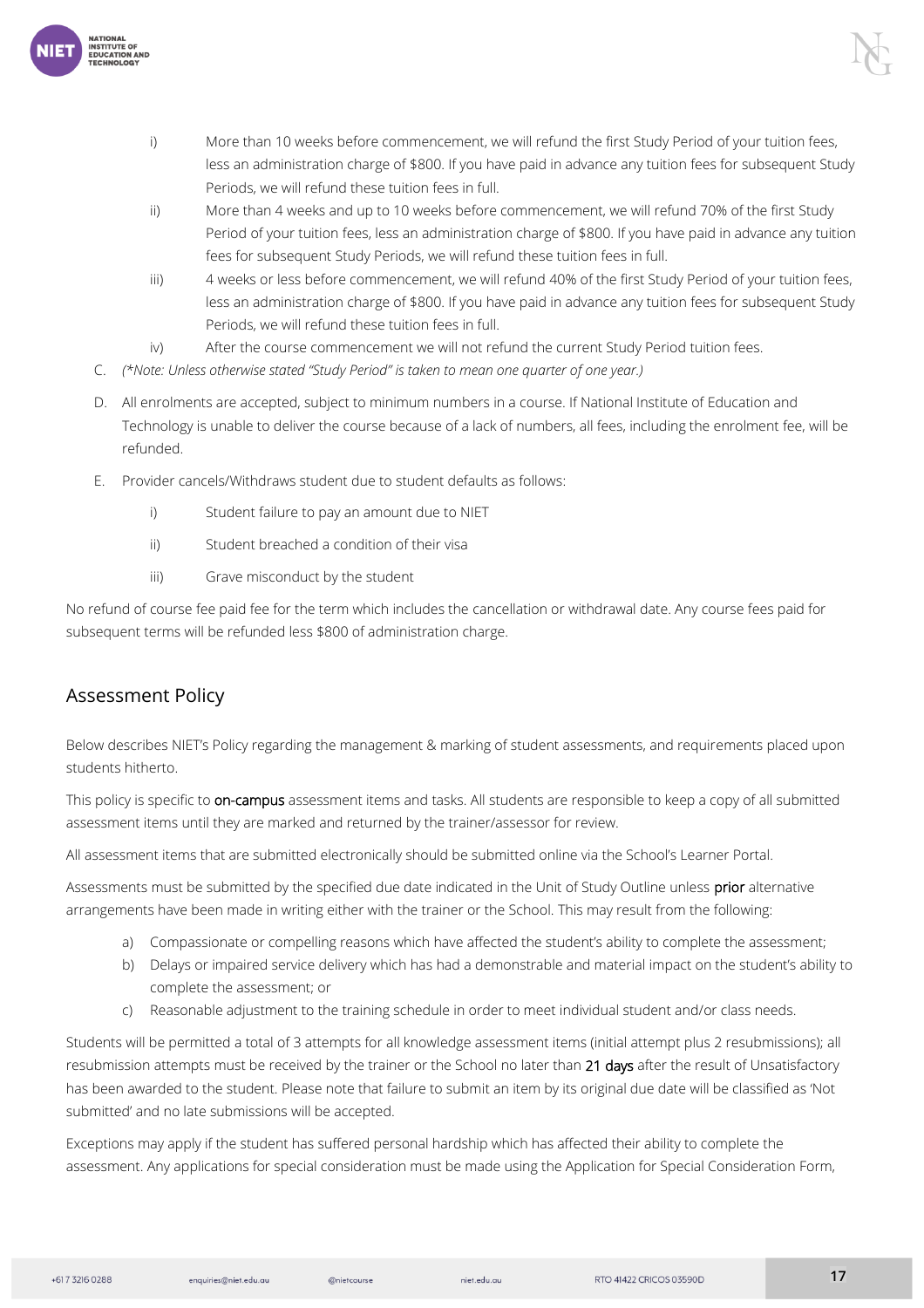i) More than 10 weeks before commencement, we will refund the first Study Period of your tuition fees, less an administration charge of $800. If you have paid in advance any tuition fees for subsequent Study Periods, we will refund these tuition fees in full.

ii) More than 4 weeks and up to 10 weeks before commencement, we will refund 70% of the first Study Period of your tuition fees, less an administration charge of $800. If you have paid in advance any tuition fees for subsequent Study Periods, we will refund these tuition fees in full.

iii) 4 weeks or less before commencement, we will refund 40% of the first Study Period of your tuition fees, less an administration charge of $800. If you have paid in advance any tuition fees for subsequent Study Periods, we will refund these tuition fees in full.

iv) After the course commencement we will not refund the current Study Period tuition fees.

C. *(*Note: Unless otherwise stated "Study Period" is taken to mean one quarter of one year.)*

D. All enrolments are accepted, subject to minimum numbers in a course. If National Institute of Education and Technology is unable to deliver the course because of a lack of numbers, all fees, including the enrolment fee, will be refunded.

E. Provider cancels/Withdraws student due to student defaults as follows:

i) Student failure to pay an amount due to NIET

ii) Student breached a condition of their visa

iii) Grave misconduct by the student

No refund of course fee paid fee for the term which includes the cancellation or withdrawal date. Any course fees paid for subsequent terms will be refunded less $800 of administration charge.

## Assessment Policy

Below describes NIET's Policy regarding the management & marking of student assessments, and requirements placed upon students hitherto.

This policy is specific to on-campus assessment items and tasks. All students are responsible to keep a copy of all submitted assessment items until they are marked and returned by the trainer/assessor for review.

All assessment items that are submitted electronically should be submitted online via the School's Learner Portal.

Assessments must be submitted by the specified due date indicated in the Unit of Study Outline unless prior alternative arrangements have been made in writing either with the trainer or the School. This may result from the following:

a) Compassionate or compelling reasons which have affected the student's ability to complete the assessment;
b) Delays or impaired service delivery which has had a demonstrable and material impact on the student's ability to complete the assessment; or
c) Reasonable adjustment to the training schedule in order to meet individual student and/or class needs.

Students will be permitted a total of 3 attempts for all knowledge assessment items (initial attempt plus 2 resubmissions); all resubmission attempts must be received by the trainer or the School no later than 21 days after the result of Unsatisfactory has been awarded to the student. Please note that failure to submit an item by its original due date will be classified as 'Not submitted' and no late submissions will be accepted.

Exceptions may apply if the student has suffered personal hardship which has affected their ability to complete the assessment. Any applications for special consideration must be made using the Application for Special Consideration Form,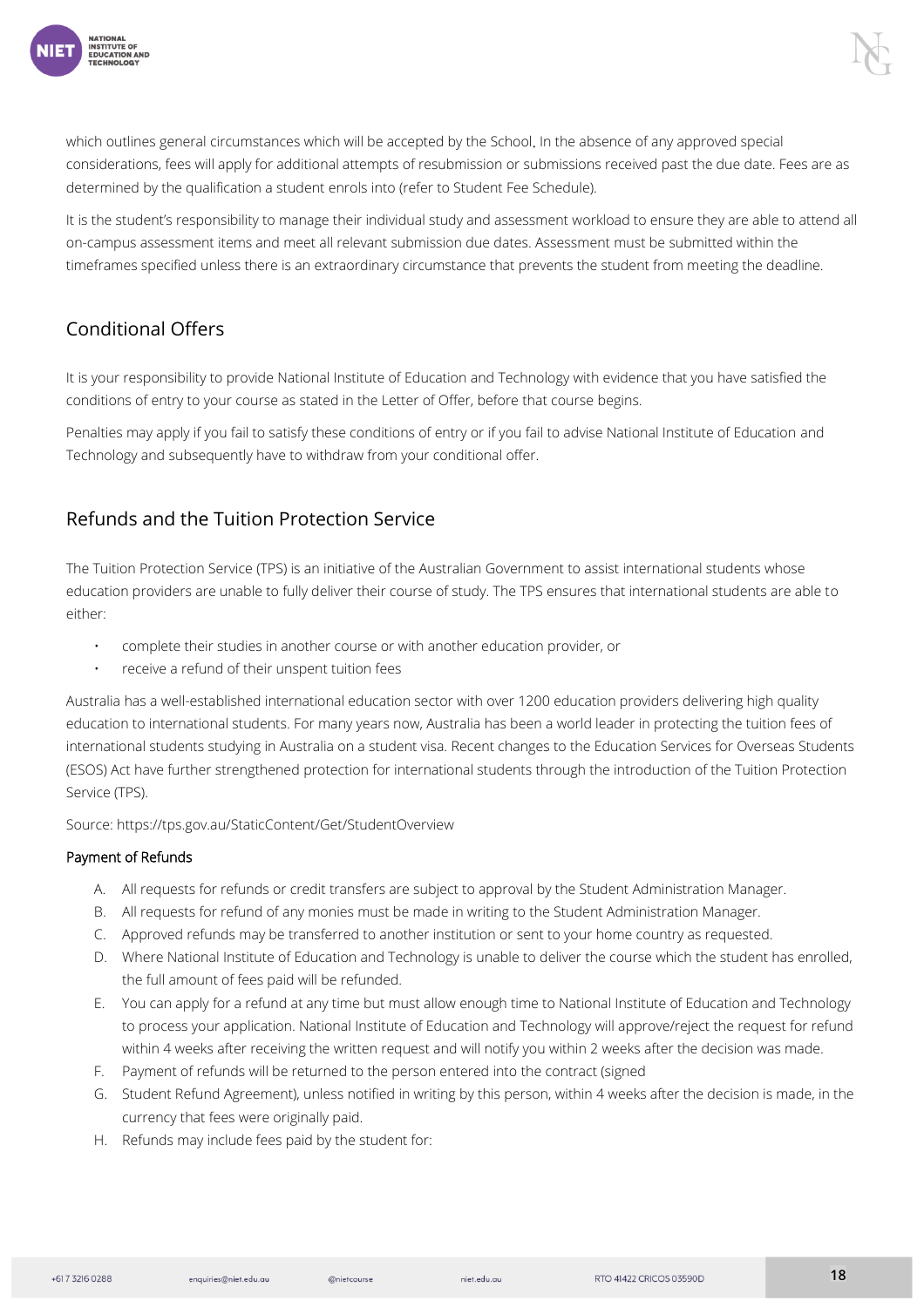which outlines general circumstances which will be accepted by the School. In the absence of any approved special considerations, fees will apply for additional attempts of resubmission or submissions received past the due date. Fees are as determined by the qualification a student enrols into (refer to Student Fee Schedule).

It is the student's responsibility to manage their individual study and assessment workload to ensure they are able to attend all on-campus assessment items and meet all relevant submission due dates. Assessment must be submitted within the timeframes specified unless there is an extraordinary circumstance that prevents the student from meeting the deadline.

## Conditional Offers

It is your responsibility to provide National Institute of Education and Technology with evidence that you have satisfied the conditions of entry to your course as stated in the Letter of Offer, before that course begins.

Penalties may apply if you fail to satisfy these conditions of entry or if you fail to advise National Institute of Education and Technology and subsequently have to withdraw from your conditional offer.

## Refunds and the Tuition Protection Service

The Tuition Protection Service (TPS) is an initiative of the Australian Government to assist international students whose education providers are unable to fully deliver their course of study. The TPS ensures that international students are able to either:

- complete their studies in another course or with another education provider, or
- receive a refund of their unspent tuition fees

Australia has a well-established international education sector with over 1200 education providers delivering high quality education to international students. For many years now, Australia has been a world leader in protecting the tuition fees of international students studying in Australia on a student visa. Recent changes to the Education Services for Overseas Students (ESOS) Act have further strengthened protection for international students through the introduction of the Tuition Protection Service (TPS).

Source: https://tps.gov.au/StaticContent/Get/StudentOverview

### Payment of Refunds

A. All requests for refunds or credit transfers are subject to approval by the Student Administration Manager.
B. All requests for refund of any monies must be made in writing to the Student Administration Manager.
C. Approved refunds may be transferred to another institution or sent to your home country as requested.
D. Where National Institute of Education and Technology is unable to deliver the course which the student has enrolled, the full amount of fees paid will be refunded.
E. You can apply for a refund at any time but must allow enough time to National Institute of Education and Technology to process your application. National Institute of Education and Technology will approve/reject the request for refund within 4 weeks after receiving the written request and will notify you within 2 weeks after the decision was made.
F. Payment of refunds will be returned to the person entered into the contract (signed
G. Student Refund Agreement), unless notified in writing by this person, within 4 weeks after the decision is made, in the currency that fees were originally paid.
H. Refunds may include fees paid by the student for: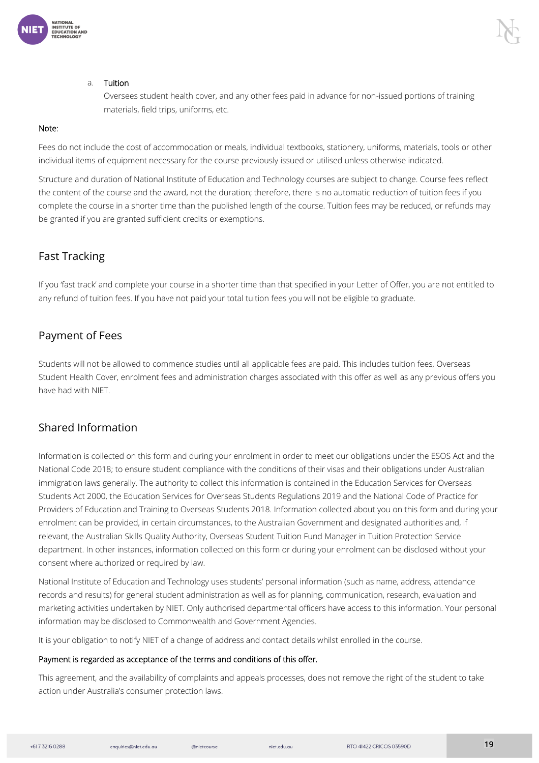a. Tuition

Oversees student health cover, and any other fees paid in advance for non-issued portions of training materials, field trips, uniforms, etc.

Note:

Fees do not include the cost of accommodation or meals, individual textbooks, stationery, uniforms, materials, tools or other individual items of equipment necessary for the course previously issued or utilised unless otherwise indicated.

Structure and duration of National Institute of Education and Technology courses are subject to change. Course fees reflect the content of the course and the award, not the duration; therefore, there is no automatic reduction of tuition fees if you complete the course in a shorter time than the published length of the course. Tuition fees may be reduced, or refunds may be granted if you are granted sufficient credits or exemptions.

## Fast Tracking

If you 'fast track' and complete your course in a shorter time than that specified in your Letter of Offer, you are not entitled to any refund of tuition fees. If you have not paid your total tuition fees you will not be eligible to graduate.

## Payment of Fees

Students will not be allowed to commence studies until all applicable fees are paid. This includes tuition fees, Overseas Student Health Cover, enrolment fees and administration charges associated with this offer as well as any previous offers you have had with NIET.

## Shared Information

Information is collected on this form and during your enrolment in order to meet our obligations under the ESOS Act and the National Code 2018; to ensure student compliance with the conditions of their visas and their obligations under Australian immigration laws generally. The authority to collect this information is contained in the Education Services for Overseas Students Act 2000, the Education Services for Overseas Students Regulations 2019 and the National Code of Practice for Providers of Education and Training to Overseas Students 2018. Information collected about you on this form and during your enrolment can be provided, in certain circumstances, to the Australian Government and designated authorities and, if relevant, the Australian Skills Quality Authority, Overseas Student Tuition Fund Manager in Tuition Protection Service department. In other instances, information collected on this form or during your enrolment can be disclosed without your consent where authorized or required by law.

National Institute of Education and Technology uses students' personal information (such as name, address, attendance records and results) for general student administration as well as for planning, communication, research, evaluation and marketing activities undertaken by NIET. Only authorised departmental officers have access to this information. Your personal information may be disclosed to Commonwealth and Government Agencies.

It is your obligation to notify NIET of a change of address and contact details whilst enrolled in the course.

Payment is regarded as acceptance of the terms and conditions of this offer.

This agreement, and the availability of complaints and appeals processes, does not remove the right of the student to take action under Australia's consumer protection laws.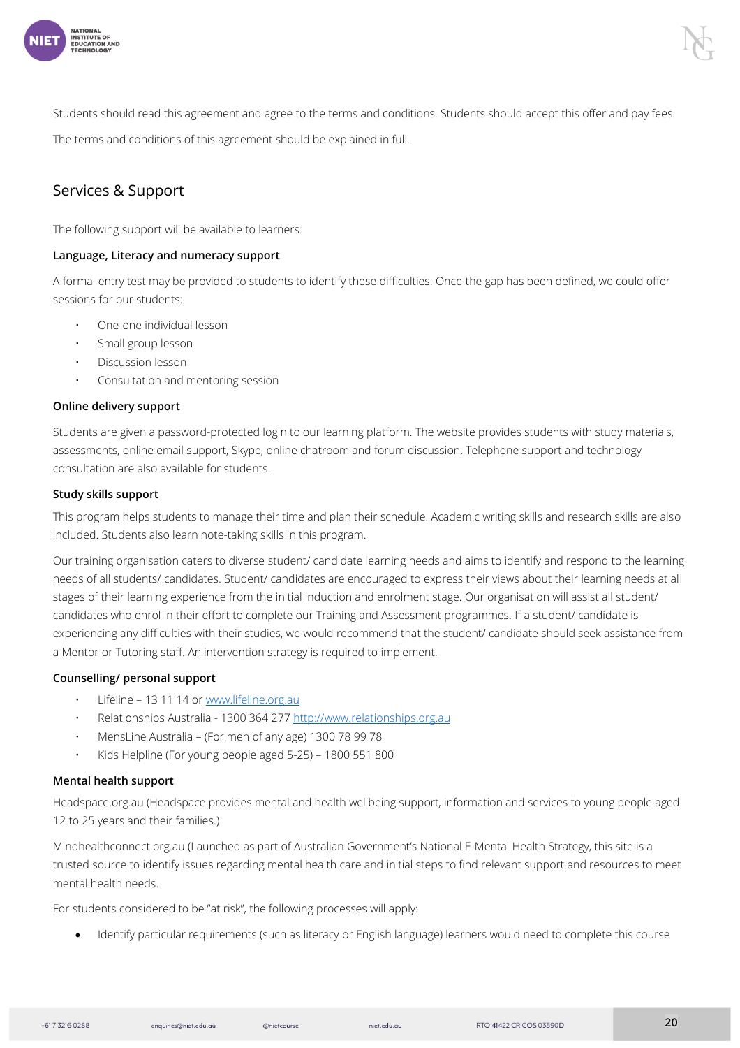Students should read this agreement and agree to the terms and conditions. Students should accept this offer and pay fees.

The terms and conditions of this agreement should be explained in full.

## Services & Support

The following support will be available to learners:

**Language, Literacy and numeracy support**

A formal entry test may be provided to students to identify these difficulties. Once the gap has been defined, we could offer sessions for our students:

- One-one individual lesson
- Small group lesson
- Discussion lesson
- Consultation and mentoring session

**Online delivery support**

Students are given a password-protected login to our learning platform. The website provides students with study materials, assessments, online email support, Skype, online chatroom and forum discussion. Telephone support and technology consultation are also available for students.

**Study skills support**

This program helps students to manage their time and plan their schedule. Academic writing skills and research skills are also included. Students also learn note-taking skills in this program.

Our training organisation caters to diverse student/ candidate learning needs and aims to identify and respond to the learning needs of all students/ candidates. Student/ candidates are encouraged to express their views about their learning needs at all stages of their learning experience from the initial induction and enrolment stage. Our organisation will assist all student/ candidates who enrol in their effort to complete our Training and Assessment programmes. If a student/ candidate is experiencing any difficulties with their studies, we would recommend that the student/ candidate should seek assistance from a Mentor or Tutoring staff. An intervention strategy is required to implement.

**Counselling/ personal support**

- Lifeline – 13 11 14 or www.lifeline.org.au
- Relationships Australia - 1300 364 277 http://www.relationships.org.au
- MensLine Australia – (For men of any age) 1300 78 99 78
- Kids Helpline (For young people aged 5-25) – 1800 551 800

**Mental health support**

Headspace.org.au (Headspace provides mental and health wellbeing support, information and services to young people aged 12 to 25 years and their families.)

Mindhealthconnect.org.au (Launched as part of Australian Government's National E-Mental Health Strategy, this site is a trusted source to identify issues regarding mental health care and initial steps to find relevant support and resources to meet mental health needs.

For students considered to be "at risk", the following processes will apply:

- Identify particular requirements (such as literacy or English language) learners would need to complete this course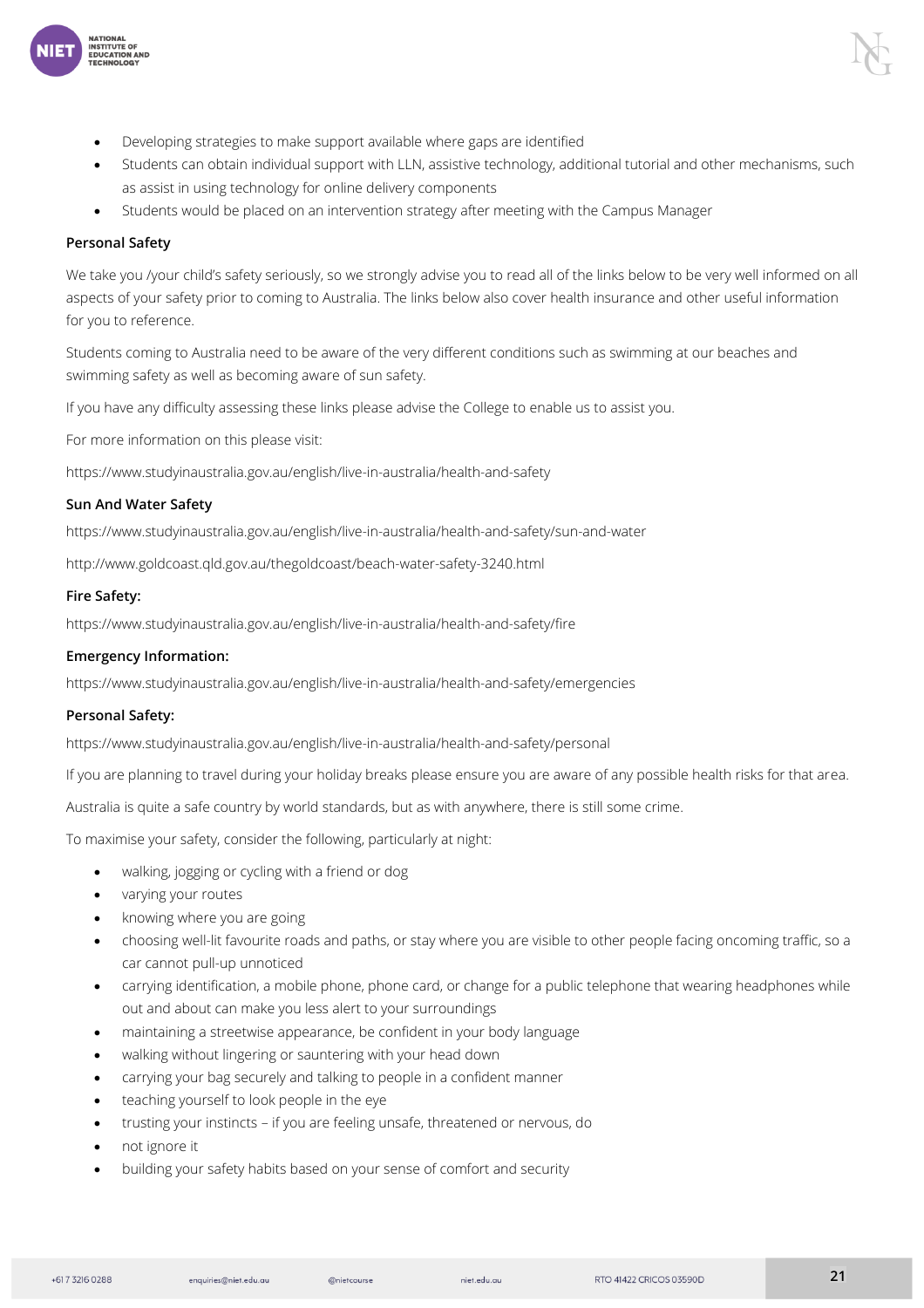- Developing strategies to make support available where gaps are identified
- Students can obtain individual support with LLN, assistive technology, additional tutorial and other mechanisms, such as assist in using technology for online delivery components
- Students would be placed on an intervention strategy after meeting with the Campus Manager

**Personal Safety**

We take you /your child's safety seriously, so we strongly advise you to read all of the links below to be very well informed on all aspects of your safety prior to coming to Australia. The links below also cover health insurance and other useful information for you to reference.

Students coming to Australia need to be aware of the very different conditions such as swimming at our beaches and swimming safety as well as becoming aware of sun safety.

If you have any difficulty assessing these links please advise the College to enable us to assist you.

For more information on this please visit:

https://www.studyinaustralia.gov.au/english/live-in-australia/health-and-safety

**Sun And Water Safety**

https://www.studyinaustralia.gov.au/english/live-in-australia/health-and-safety/sun-and-water

http://www.goldcoast.qld.gov.au/thegoldcoast/beach-water-safety-3240.html

**Fire Safety:**

https://www.studyinaustralia.gov.au/english/live-in-australia/health-and-safety/fire

**Emergency Information:**

https://www.studyinaustralia.gov.au/english/live-in-australia/health-and-safety/emergencies

**Personal Safety:**

https://www.studyinaustralia.gov.au/english/live-in-australia/health-and-safety/personal

If you are planning to travel during your holiday breaks please ensure you are aware of any possible health risks for that area.

Australia is quite a safe country by world standards, but as with anywhere, there is still some crime.

To maximise your safety, consider the following, particularly at night:

- walking, jogging or cycling with a friend or dog
- varying your routes
- knowing where you are going
- choosing well-lit favourite roads and paths, or stay where you are visible to other people facing oncoming traffic, so a car cannot pull-up unnoticed
- carrying identification, a mobile phone, phone card, or change for a public telephone that wearing headphones while out and about can make you less alert to your surroundings
- maintaining a streetwise appearance, be confident in your body language
- walking without lingering or sauntering with your head down
- carrying your bag securely and talking to people in a confident manner
- teaching yourself to look people in the eye
- trusting your instincts – if you are feeling unsafe, threatened or nervous, do
- not ignore it
- building your safety habits based on your sense of comfort and security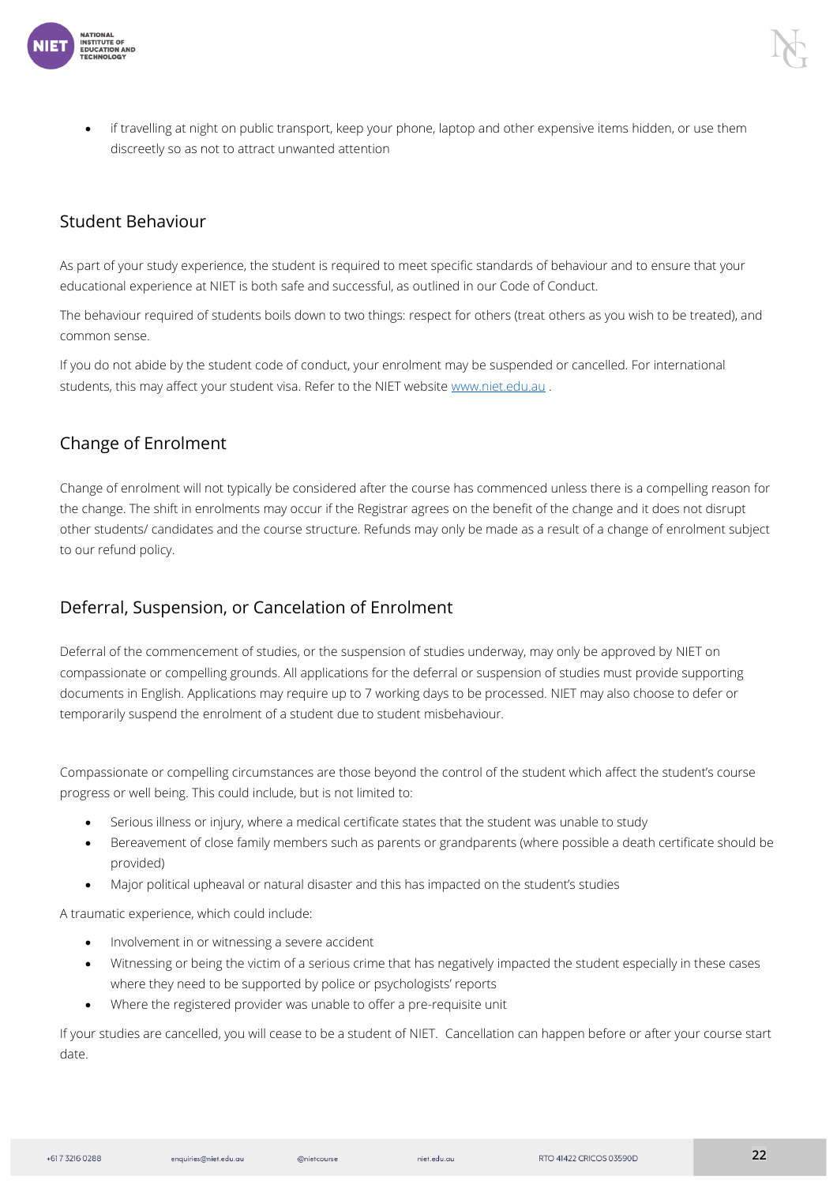- if travelling at night on public transport, keep your phone, laptop and other expensive items hidden, or use them discreetly so as not to attract unwanted attention

## Student Behaviour

As part of your study experience, the student is required to meet specific standards of behaviour and to ensure that your educational experience at NIET is both safe and successful, as outlined in our Code of Conduct.

The behaviour required of students boils down to two things: respect for others (treat others as you wish to be treated), and common sense.

If you do not abide by the student code of conduct, your enrolment may be suspended or cancelled. For international students, this may affect your student visa. Refer to the NIET website [www.niet.edu.au](http://www.niet.edu.au) .

## Change of Enrolment

Change of enrolment will not typically be considered after the course has commenced unless there is a compelling reason for the change. The shift in enrolments may occur if the Registrar agrees on the benefit of the change and it does not disrupt other students/ candidates and the course structure. Refunds may only be made as a result of a change of enrolment subject to our refund policy.

## Deferral, Suspension, or Cancelation of Enrolment

Deferral of the commencement of studies, or the suspension of studies underway, may only be approved by NIET on compassionate or compelling grounds. All applications for the deferral or suspension of studies must provide supporting documents in English. Applications may require up to 7 working days to be processed. NIET may also choose to defer or temporarily suspend the enrolment of a student due to student misbehaviour.

Compassionate or compelling circumstances are those beyond the control of the student which affect the student's course progress or well being. This could include, but is not limited to:

- Serious illness or injury, where a medical certificate states that the student was unable to study
- Bereavement of close family members such as parents or grandparents (where possible a death certificate should be provided)
- Major political upheaval or natural disaster and this has impacted on the student's studies

A traumatic experience, which could include:

- Involvement in or witnessing a severe accident
- Witnessing or being the victim of a serious crime that has negatively impacted the student especially in these cases where they need to be supported by police or psychologists' reports
- Where the registered provider was unable to offer a pre-requisite unit

If your studies are cancelled, you will cease to be a student of NIET. Cancellation can happen before or after your course start date.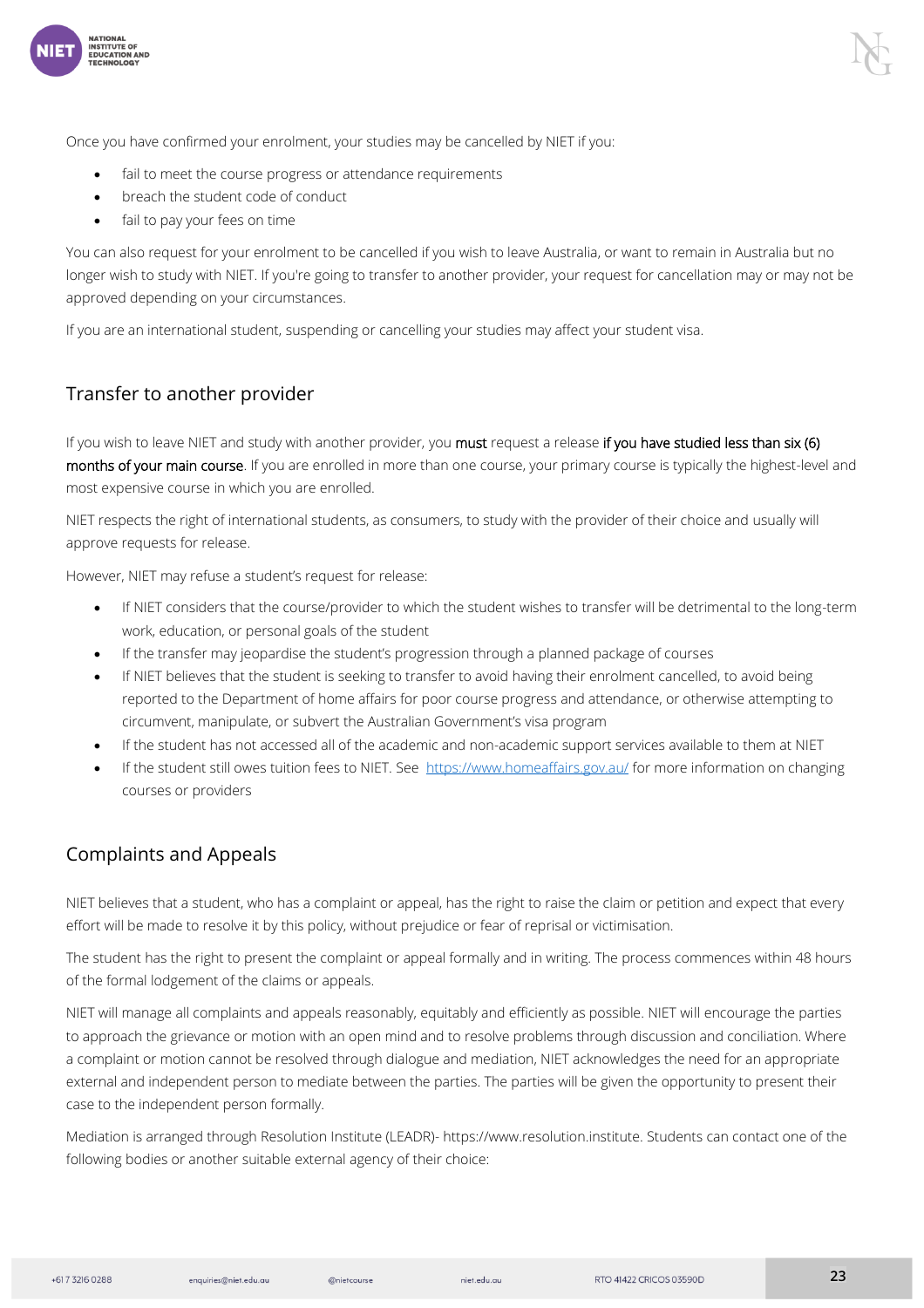Once you have confirmed your enrolment, your studies may be cancelled by NIET if you:

- fail to meet the course progress or attendance requirements
- breach the student code of conduct
- fail to pay your fees on time

You can also request for your enrolment to be cancelled if you wish to leave Australia, or want to remain in Australia but no longer wish to study with NIET. If you're going to transfer to another provider, your request for cancellation may or may not be approved depending on your circumstances.

If you are an international student, suspending or cancelling your studies may affect your student visa.

## Transfer to another provider

If you wish to leave NIET and study with another provider, you must request a release if you have studied less than six (6) months of your main course. If you are enrolled in more than one course, your primary course is typically the highest-level and most expensive course in which you are enrolled.

NIET respects the right of international students, as consumers, to study with the provider of their choice and usually will approve requests for release.

However, NIET may refuse a student's request for release:

- If NIET considers that the course/provider to which the student wishes to transfer will be detrimental to the long-term work, education, or personal goals of the student
- If the transfer may jeopardise the student's progression through a planned package of courses
- If NIET believes that the student is seeking to transfer to avoid having their enrolment cancelled, to avoid being reported to the Department of home affairs for poor course progress and attendance, or otherwise attempting to circumvent, manipulate, or subvert the Australian Government's visa program
- If the student has not accessed all of the academic and non-academic support services available to them at NIET
- If the student still owes tuition fees to NIET. See https://www.homeaffairs.gov.au/ for more information on changing courses or providers

## Complaints and Appeals

NIET believes that a student, who has a complaint or appeal, has the right to raise the claim or petition and expect that every effort will be made to resolve it by this policy, without prejudice or fear of reprisal or victimisation.

The student has the right to present the complaint or appeal formally and in writing. The process commences within 48 hours of the formal lodgement of the claims or appeals.

NIET will manage all complaints and appeals reasonably, equitably and efficiently as possible. NIET will encourage the parties to approach the grievance or motion with an open mind and to resolve problems through discussion and conciliation. Where a complaint or motion cannot be resolved through dialogue and mediation, NIET acknowledges the need for an appropriate external and independent person to mediate between the parties. The parties will be given the opportunity to present their case to the independent person formally.

Mediation is arranged through Resolution Institute (LEADR)- https://www.resolution.institute. Students can contact one of the following bodies or another suitable external agency of their choice: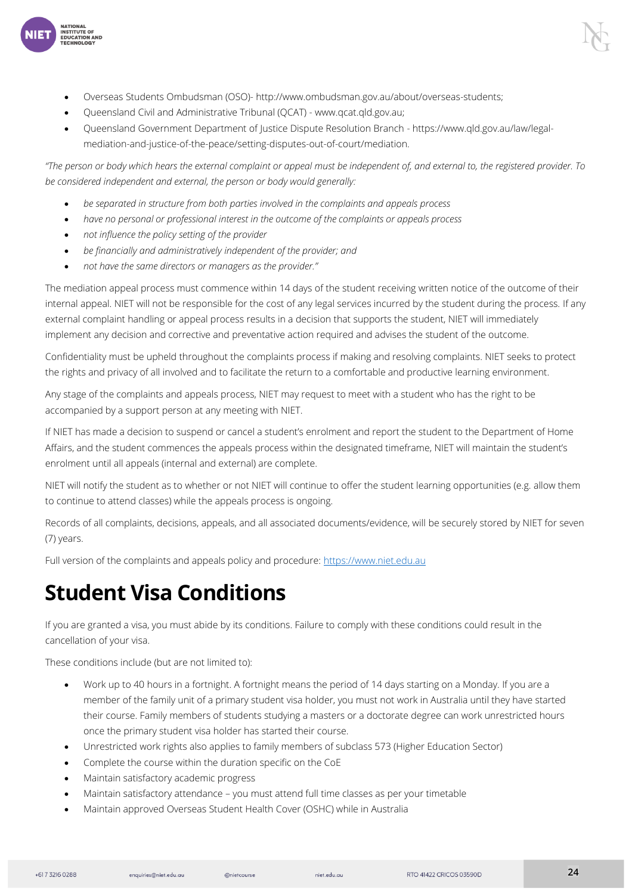- Overseas Students Ombudsman (OSO)- http://www.ombudsman.gov.au/about/overseas-students;
- Queensland Civil and Administrative Tribunal (QCAT) - www.qcat.qld.gov.au;
- Queensland Government Department of Justice Dispute Resolution Branch - https://www.qld.gov.au/law/legal-mediation-and-justice-of-the-peace/setting-disputes-out-of-court/mediation.

*"The person or body which hears the external complaint or appeal must be independent of, and external to, the registered provider. To be considered independent and external, the person or body would generally:*

- *be separated in structure from both parties involved in the complaints and appeals process*
- *have no personal or professional interest in the outcome of the complaints or appeals process*
- *not influence the policy setting of the provider*
- *be financially and administratively independent of the provider; and*
- *not have the same directors or managers as the provider."*

The mediation appeal process must commence within 14 days of the student receiving written notice of the outcome of their internal appeal. NIET will not be responsible for the cost of any legal services incurred by the student during the process. If any external complaint handling or appeal process results in a decision that supports the student, NIET will immediately implement any decision and corrective and preventative action required and advises the student of the outcome.

Confidentiality must be upheld throughout the complaints process if making and resolving complaints. NIET seeks to protect the rights and privacy of all involved and to facilitate the return to a comfortable and productive learning environment.

Any stage of the complaints and appeals process, NIET may request to meet with a student who has the right to be accompanied by a support person at any meeting with NIET.

If NIET has made a decision to suspend or cancel a student's enrolment and report the student to the Department of Home Affairs, and the student commences the appeals process within the designated timeframe, NIET will maintain the student's enrolment until all appeals (internal and external) are complete.

NIET will notify the student as to whether or not NIET will continue to offer the student learning opportunities (e.g. allow them to continue to attend classes) while the appeals process is ongoing.

Records of all complaints, decisions, appeals, and all associated documents/evidence, will be securely stored by NIET for seven (7) years.

Full version of the complaints and appeals policy and procedure: https://www.niet.edu.au

# Student Visa Conditions

If you are granted a visa, you must abide by its conditions. Failure to comply with these conditions could result in the cancellation of your visa.

These conditions include (but are not limited to):

- Work up to 40 hours in a fortnight. A fortnight means the period of 14 days starting on a Monday. If you are a member of the family unit of a primary student visa holder, you must not work in Australia until they have started their course. Family members of students studying a masters or a doctorate degree can work unrestricted hours once the primary student visa holder has started their course.
- Unrestricted work rights also applies to family members of subclass 573 (Higher Education Sector)
- Complete the course within the duration specific on the CoE
- Maintain satisfactory academic progress
- Maintain satisfactory attendance – you must attend full time classes as per your timetable
- Maintain approved Overseas Student Health Cover (OSHC) while in Australia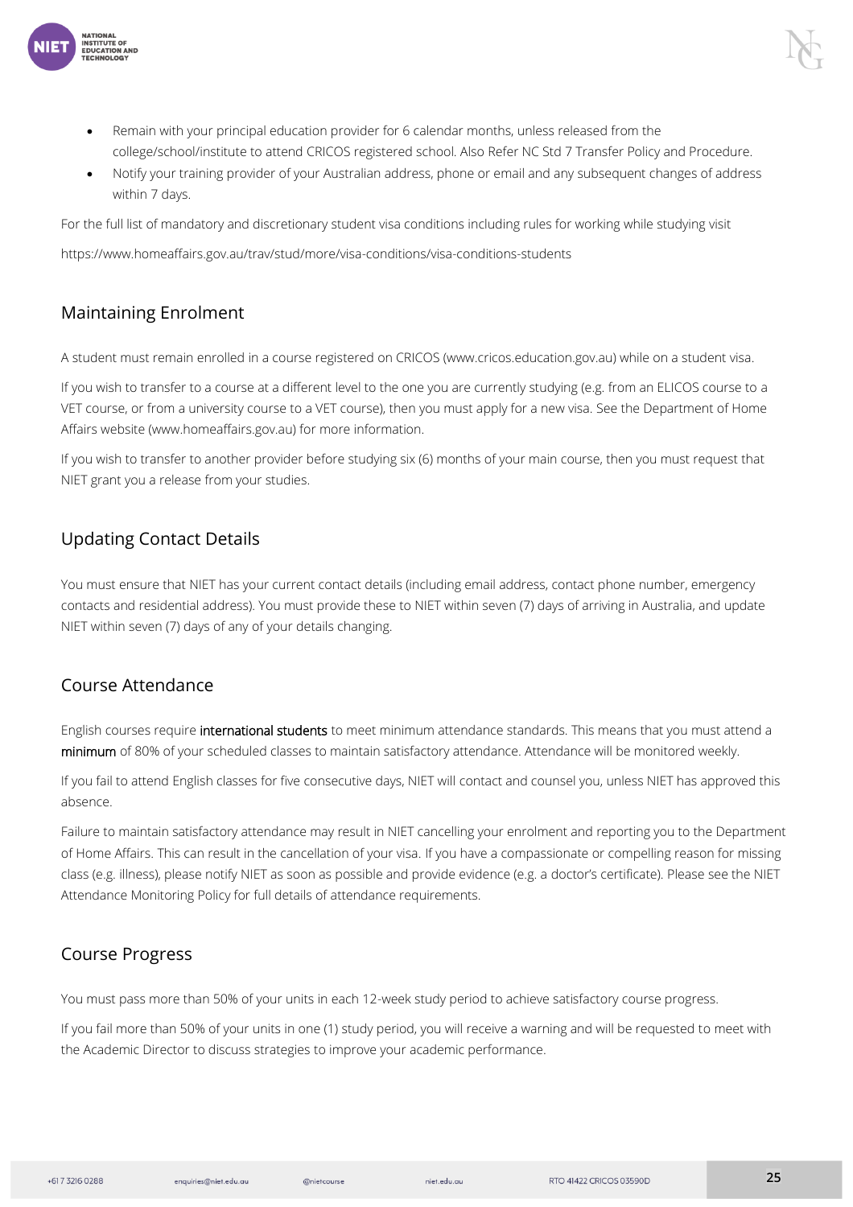- Remain with your principal education provider for 6 calendar months, unless released from the college/school/institute to attend CRICOS registered school. Also Refer NC Std 7 Transfer Policy and Procedure.
- Notify your training provider of your Australian address, phone or email and any subsequent changes of address within 7 days.

For the full list of mandatory and discretionary student visa conditions including rules for working while studying visit

https://www.homeaffairs.gov.au/trav/stud/more/visa-conditions/visa-conditions-students

## Maintaining Enrolment

A student must remain enrolled in a course registered on CRICOS (www.cricos.education.gov.au) while on a student visa.

If you wish to transfer to a course at a different level to the one you are currently studying (e.g. from an ELICOS course to a VET course, or from a university course to a VET course), then you must apply for a new visa. See the Department of Home Affairs website (www.homeaffairs.gov.au) for more information.

If you wish to transfer to another provider before studying six (6) months of your main course, then you must request that NIET grant you a release from your studies.

## Updating Contact Details

You must ensure that NIET has your current contact details (including email address, contact phone number, emergency contacts and residential address). You must provide these to NIET within seven (7) days of arriving in Australia, and update NIET within seven (7) days of any of your details changing.

## Course Attendance

English courses require international students to meet minimum attendance standards. This means that you must attend a minimum of 80% of your scheduled classes to maintain satisfactory attendance. Attendance will be monitored weekly.

If you fail to attend English classes for five consecutive days, NIET will contact and counsel you, unless NIET has approved this absence.

Failure to maintain satisfactory attendance may result in NIET cancelling your enrolment and reporting you to the Department of Home Affairs. This can result in the cancellation of your visa. If you have a compassionate or compelling reason for missing class (e.g. illness), please notify NIET as soon as possible and provide evidence (e.g. a doctor's certificate). Please see the NIET Attendance Monitoring Policy for full details of attendance requirements.

## Course Progress

You must pass more than 50% of your units in each 12-week study period to achieve satisfactory course progress.

If you fail more than 50% of your units in one (1) study period, you will receive a warning and will be requested to meet with the Academic Director to discuss strategies to improve your academic performance.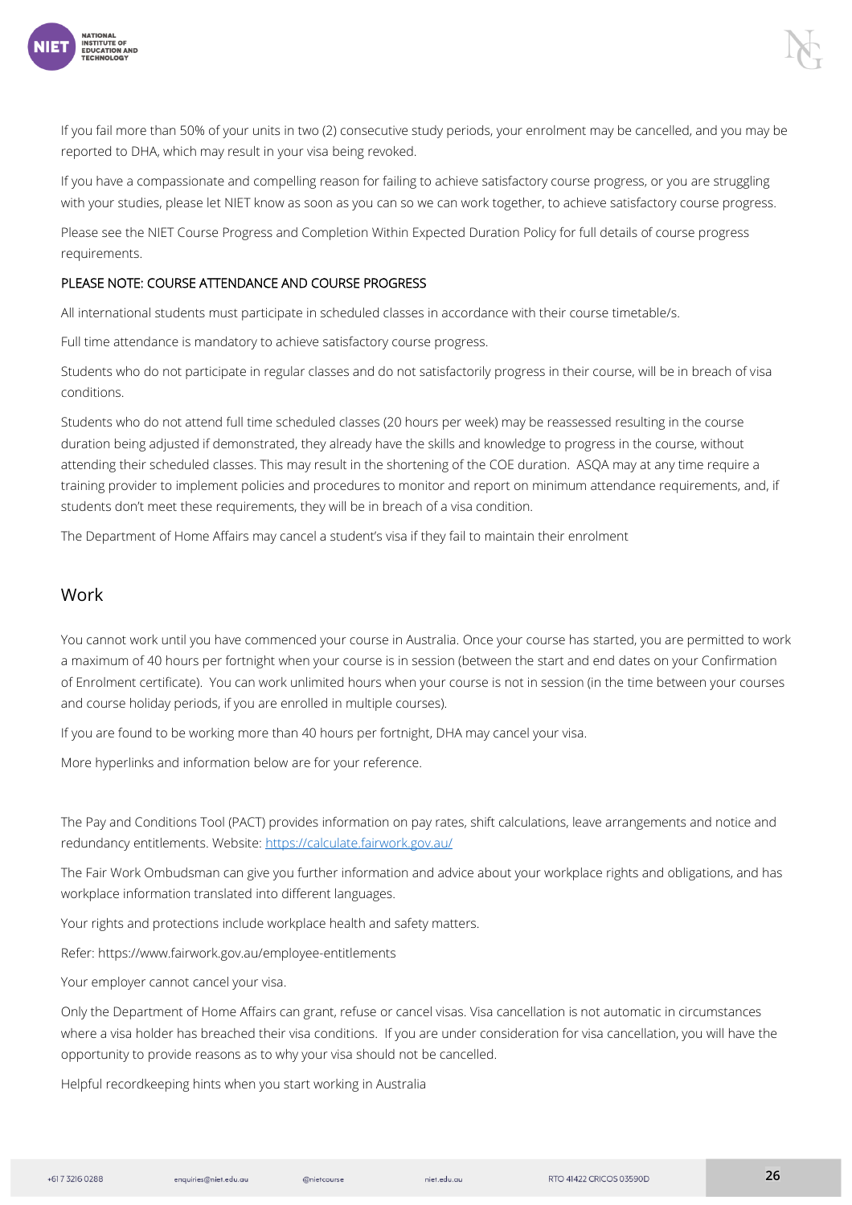If you fail more than 50% of your units in two (2) consecutive study periods, your enrolment may be cancelled, and you may be reported to DHA, which may result in your visa being revoked.

If you have a compassionate and compelling reason for failing to achieve satisfactory course progress, or you are struggling with your studies, please let NIET know as soon as you can so we can work together, to achieve satisfactory course progress.

Please see the NIET Course Progress and Completion Within Expected Duration Policy for full details of course progress requirements.

PLEASE NOTE: COURSE ATTENDANCE AND COURSE PROGRESS

All international students must participate in scheduled classes in accordance with their course timetable/s.

Full time attendance is mandatory to achieve satisfactory course progress.

Students who do not participate in regular classes and do not satisfactorily progress in their course, will be in breach of visa conditions.

Students who do not attend full time scheduled classes (20 hours per week) may be reassessed resulting in the course duration being adjusted if demonstrated, they already have the skills and knowledge to progress in the course, without attending their scheduled classes. This may result in the shortening of the COE duration. ASQA may at any time require a training provider to implement policies and procedures to monitor and report on minimum attendance requirements, and, if students don't meet these requirements, they will be in breach of a visa condition.

The Department of Home Affairs may cancel a student's visa if they fail to maintain their enrolment

## Work

You cannot work until you have commenced your course in Australia. Once your course has started, you are permitted to work a maximum of 40 hours per fortnight when your course is in session (between the start and end dates on your Confirmation of Enrolment certificate). You can work unlimited hours when your course is not in session (in the time between your courses and course holiday periods, if you are enrolled in multiple courses).

If you are found to be working more than 40 hours per fortnight, DHA may cancel your visa.

More hyperlinks and information below are for your reference.

The Pay and Conditions Tool (PACT) provides information on pay rates, shift calculations, leave arrangements and notice and redundancy entitlements. Website: [https://calculate.fairwork.gov.au/](https://calculate.fairwork.gov.au/)

The Fair Work Ombudsman can give you further information and advice about your workplace rights and obligations, and has workplace information translated into different languages.

Your rights and protections include workplace health and safety matters.

Refer: https://www.fairwork.gov.au/employee-entitlements

Your employer cannot cancel your visa.

Only the Department of Home Affairs can grant, refuse or cancel visas. Visa cancellation is not automatic in circumstances where a visa holder has breached their visa conditions. If you are under consideration for visa cancellation, you will have the opportunity to provide reasons as to why your visa should not be cancelled.

Helpful recordkeeping hints when you start working in Australia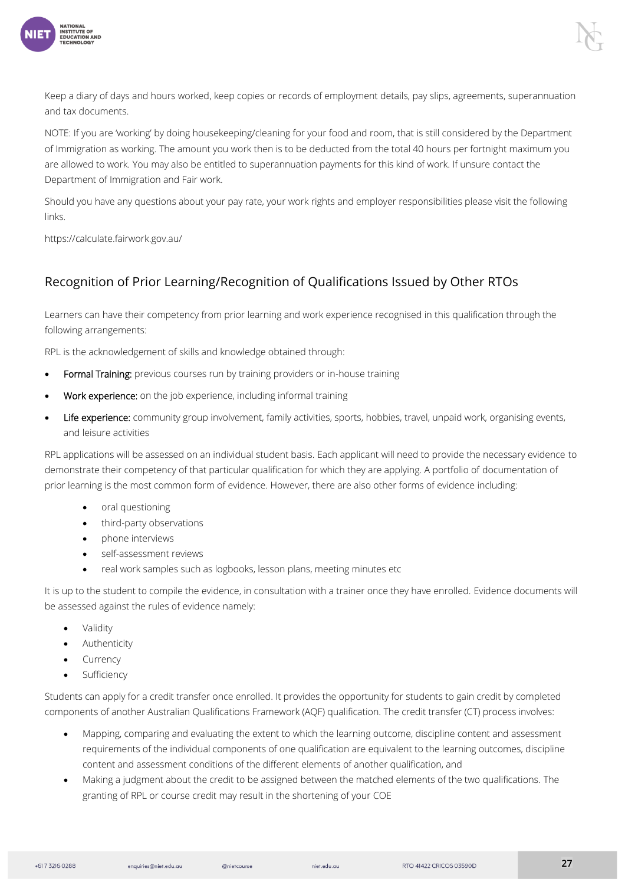Keep a diary of days and hours worked, keep copies or records of employment details, pay slips, agreements, superannuation and tax documents.

NOTE: If you are 'working' by doing housekeeping/cleaning for your food and room, that is still considered by the Department of Immigration as working. The amount you work then is to be deducted from the total 40 hours per fortnight maximum you are allowed to work. You may also be entitled to superannuation payments for this kind of work. If unsure contact the Department of Immigration and Fair work.

Should you have any questions about your pay rate, your work rights and employer responsibilities please visit the following links.

https://calculate.fairwork.gov.au/

## Recognition of Prior Learning/Recognition of Qualifications Issued by Other RTOs

Learners can have their competency from prior learning and work experience recognised in this qualification through the following arrangements:

RPL is the acknowledgement of skills and knowledge obtained through:

- Formal Training: previous courses run by training providers or in-house training
- Work experience: on the job experience, including informal training
- Life experience: community group involvement, family activities, sports, hobbies, travel, unpaid work, organising events, and leisure activities

RPL applications will be assessed on an individual student basis. Each applicant will need to provide the necessary evidence to demonstrate their competency of that particular qualification for which they are applying. A portfolio of documentation of prior learning is the most common form of evidence. However, there are also other forms of evidence including:

- oral questioning
- third-party observations
- phone interviews
- self-assessment reviews
- real work samples such as logbooks, lesson plans, meeting minutes etc

It is up to the student to compile the evidence, in consultation with a trainer once they have enrolled. Evidence documents will be assessed against the rules of evidence namely:

- Validity
- Authenticity
- Currency
- Sufficiency

Students can apply for a credit transfer once enrolled. It provides the opportunity for students to gain credit by completed components of another Australian Qualifications Framework (AQF) qualification. The credit transfer (CT) process involves:

- Mapping, comparing and evaluating the extent to which the learning outcome, discipline content and assessment requirements of the individual components of one qualification are equivalent to the learning outcomes, discipline content and assessment conditions of the different elements of another qualification, and
- Making a judgment about the credit to be assigned between the matched elements of the two qualifications. The granting of RPL or course credit may result in the shortening of your COE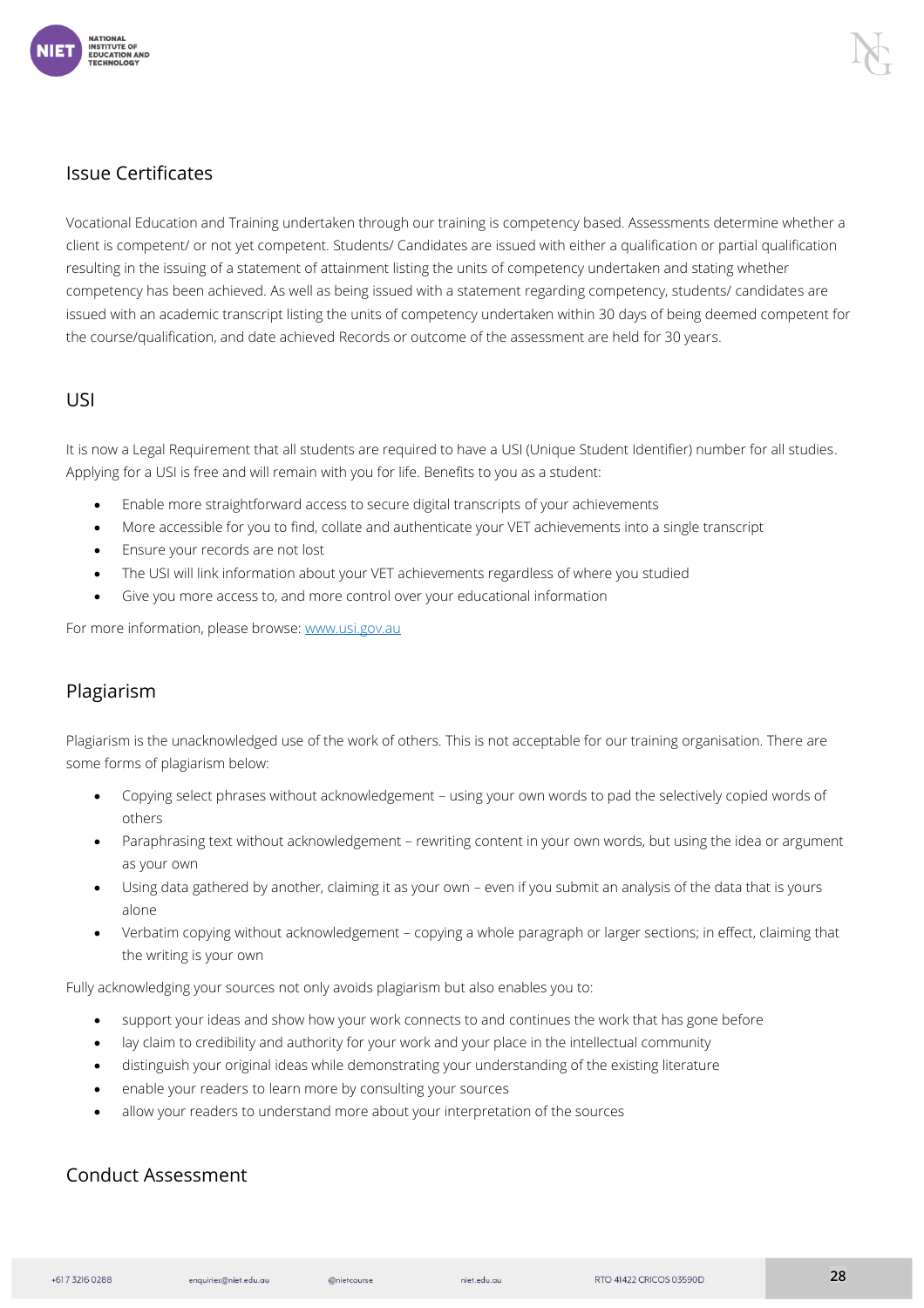## Issue Certificates

Vocational Education and Training undertaken through our training is competency based. Assessments determine whether a client is competent/ or not yet competent. Students/ Candidates are issued with either a qualification or partial qualification resulting in the issuing of a statement of attainment listing the units of competency undertaken and stating whether competency has been achieved. As well as being issued with a statement regarding competency, students/ candidates are issued with an academic transcript listing the units of competency undertaken within 30 days of being deemed competent for the course/qualification, and date achieved Records or outcome of the assessment are held for 30 years.

## USI

It is now a Legal Requirement that all students are required to have a USI (Unique Student Identifier) number for all studies. Applying for a USI is free and will remain with you for life. Benefits to you as a student:

- Enable more straightforward access to secure digital transcripts of your achievements
- More accessible for you to find, collate and authenticate your VET achievements into a single transcript
- Ensure your records are not lost
- The USI will link information about your VET achievements regardless of where you studied
- Give you more access to, and more control over your educational information

For more information, please browse: [www.usi.gov.au](http://www.usi.gov.au)

## Plagiarism

Plagiarism is the unacknowledged use of the work of others. This is not acceptable for our training organisation. There are some forms of plagiarism below:

- Copying select phrases without acknowledgement – using your own words to pad the selectively copied words of others
- Paraphrasing text without acknowledgement – rewriting content in your own words, but using the idea or argument as your own
- Using data gathered by another, claiming it as your own – even if you submit an analysis of the data that is yours alone
- Verbatim copying without acknowledgement – copying a whole paragraph or larger sections; in effect, claiming that the writing is your own

Fully acknowledging your sources not only avoids plagiarism but also enables you to:

- support your ideas and show how your work connects to and continues the work that has gone before
- lay claim to credibility and authority for your work and your place in the intellectual community
- distinguish your original ideas while demonstrating your understanding of the existing literature
- enable your readers to learn more by consulting your sources
- allow your readers to understand more about your interpretation of the sources

## Conduct Assessment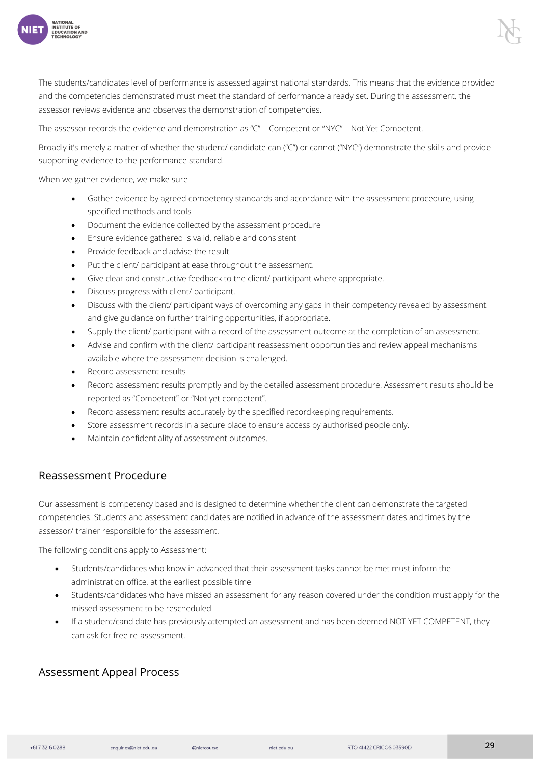The students/candidates level of performance is assessed against national standards. This means that the evidence provided and the competencies demonstrated must meet the standard of performance already set. During the assessment, the assessor reviews evidence and observes the demonstration of competencies.

The assessor records the evidence and demonstration as "C" – Competent or "NYC" – Not Yet Competent.

Broadly it's merely a matter of whether the student/ candidate can ("C") or cannot ("NYC") demonstrate the skills and provide supporting evidence to the performance standard.

When we gather evidence, we make sure

- Gather evidence by agreed competency standards and accordance with the assessment procedure, using specified methods and tools
- Document the evidence collected by the assessment procedure
- Ensure evidence gathered is valid, reliable and consistent
- Provide feedback and advise the result
- Put the client/ participant at ease throughout the assessment.
- Give clear and constructive feedback to the client/ participant where appropriate.
- Discuss progress with client/ participant.
- Discuss with the client/ participant ways of overcoming any gaps in their competency revealed by assessment and give guidance on further training opportunities, if appropriate.
- Supply the client/ participant with a record of the assessment outcome at the completion of an assessment.
- Advise and confirm with the client/ participant reassessment opportunities and review appeal mechanisms available where the assessment decision is challenged.
- Record assessment results
- Record assessment results promptly and by the detailed assessment procedure. Assessment results should be reported as "Competent" or "Not yet competent".
- Record assessment results accurately by the specified recordkeeping requirements.
- Store assessment records in a secure place to ensure access by authorised people only.
- Maintain confidentiality of assessment outcomes.

## Reassessment Procedure

Our assessment is competency based and is designed to determine whether the client can demonstrate the targeted competencies. Students and assessment candidates are notified in advance of the assessment dates and times by the assessor/ trainer responsible for the assessment.

The following conditions apply to Assessment:

- Students/candidates who know in advanced that their assessment tasks cannot be met must inform the administration office, at the earliest possible time
- Students/candidates who have missed an assessment for any reason covered under the condition must apply for the missed assessment to be rescheduled
- If a student/candidate has previously attempted an assessment and has been deemed NOT YET COMPETENT, they can ask for free re-assessment.

## Assessment Appeal Process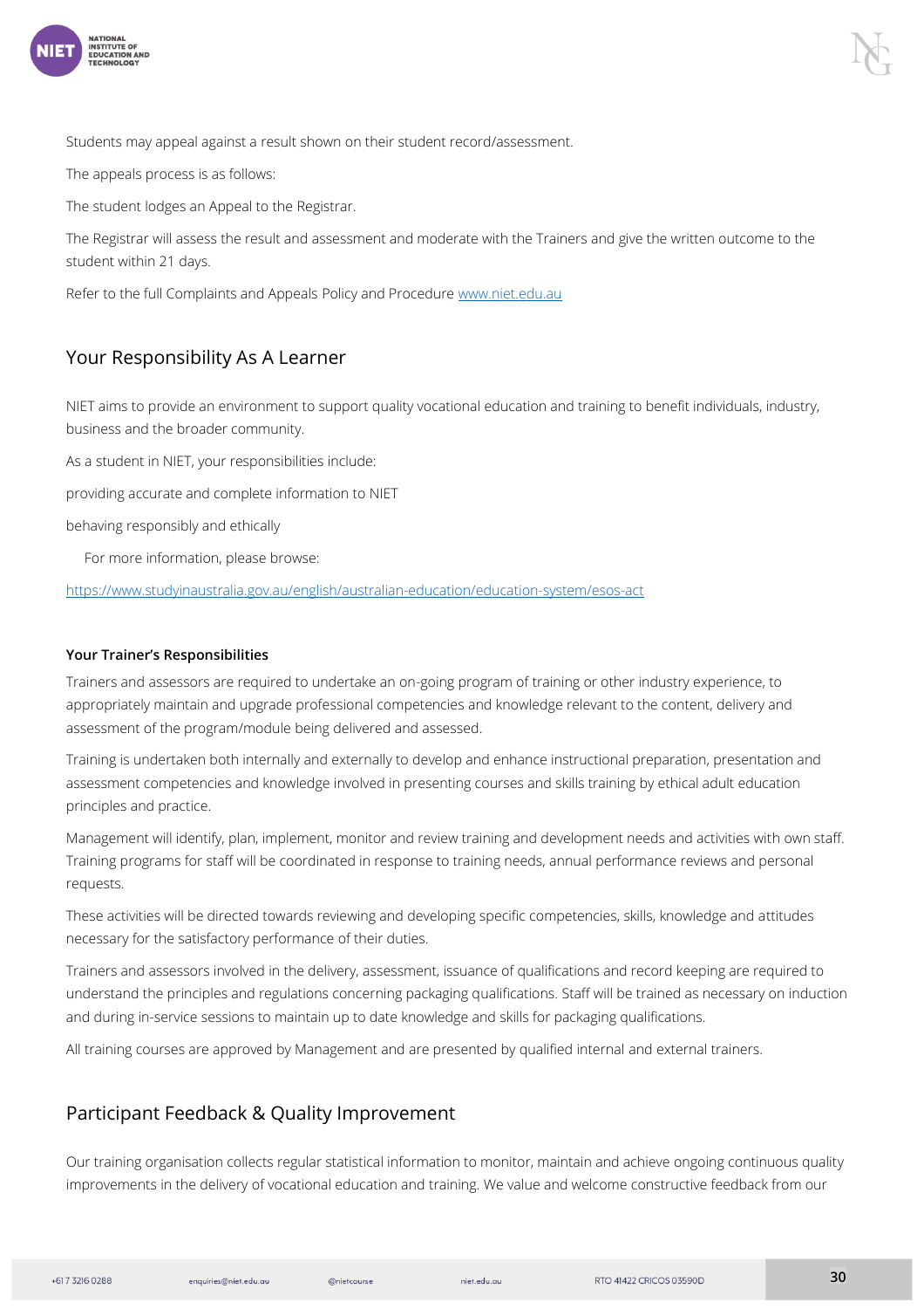Students may appeal against a result shown on their student record/assessment.

The appeals process is as follows:

The student lodges an Appeal to the Registrar.

The Registrar will assess the result and assessment and moderate with the Trainers and give the written outcome to the student within 21 days.

Refer to the full Complaints and Appeals Policy and Procedure [www.niet.edu.au](www.niet.edu.au)

## Your Responsibility As A Learner

NIET aims to provide an environment to support quality vocational education and training to benefit individuals, industry, business and the broader community.

As a student in NIET, your responsibilities include:

providing accurate and complete information to NIET

behaving responsibly and ethically

For more information, please browse:

[https://www.studyinaustralia.gov.au/english/australian-education/education-system/esos-act](https://www.studyinaustralia.gov.au/english/australian-education/education-system/esos-act)

### Your Trainer's Responsibilities

Trainers and assessors are required to undertake an on-going program of training or other industry experience, to appropriately maintain and upgrade professional competencies and knowledge relevant to the content, delivery and assessment of the program/module being delivered and assessed.

Training is undertaken both internally and externally to develop and enhance instructional preparation, presentation and assessment competencies and knowledge involved in presenting courses and skills training by ethical adult education principles and practice.

Management will identify, plan, implement, monitor and review training and development needs and activities with own staff. Training programs for staff will be coordinated in response to training needs, annual performance reviews and personal requests.

These activities will be directed towards reviewing and developing specific competencies, skills, knowledge and attitudes necessary for the satisfactory performance of their duties.

Trainers and assessors involved in the delivery, assessment, issuance of qualifications and record keeping are required to understand the principles and regulations concerning packaging qualifications. Staff will be trained as necessary on induction and during in-service sessions to maintain up to date knowledge and skills for packaging qualifications.

All training courses are approved by Management and are presented by qualified internal and external trainers.

## Participant Feedback & Quality Improvement

Our training organisation collects regular statistical information to monitor, maintain and achieve ongoing continuous quality improvements in the delivery of vocational education and training. We value and welcome constructive feedback from our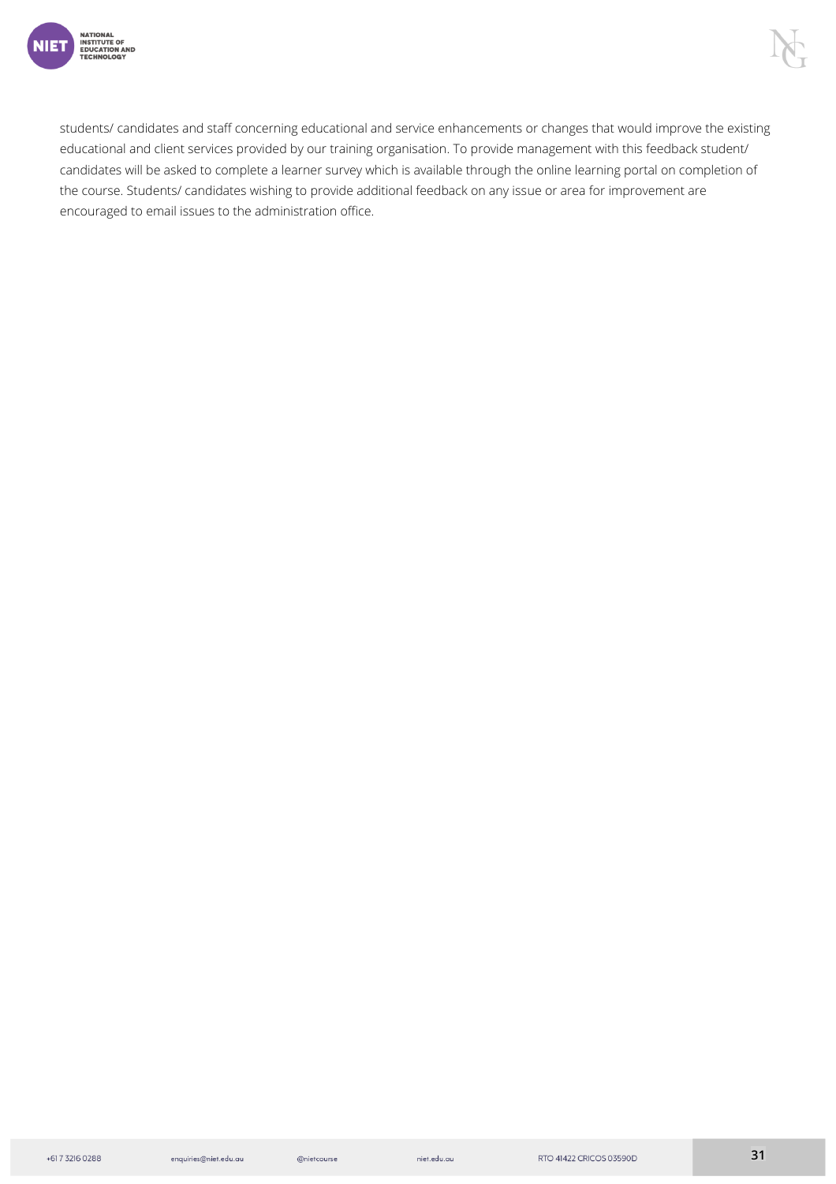students/ candidates and staff concerning educational and service enhancements or changes that would improve the existing educational and client services provided by our training organisation. To provide management with this feedback student/ candidates will be asked to complete a learner survey which is available through the online learning portal on completion of the course. Students/ candidates wishing to provide additional feedback on any issue or area for improvement are encouraged to email issues to the administration office.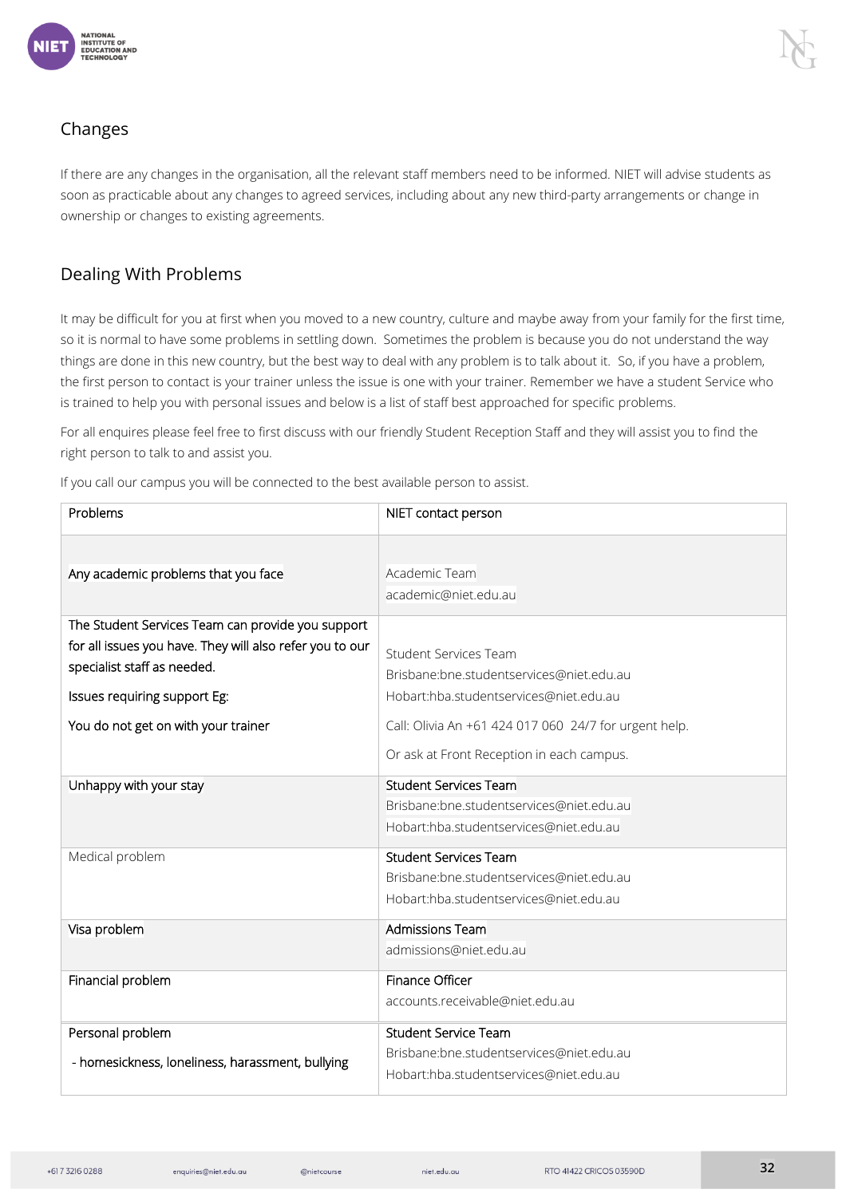## Changes

If there are any changes in the organisation, all the relevant staff members need to be informed. NIET will advise students as soon as practicable about any changes to agreed services, including about any new third-party arrangements or change in ownership or changes to existing agreements.

## Dealing With Problems

It may be difficult for you at first when you moved to a new country, culture and maybe away from your family for the first time, so it is normal to have some problems in settling down. Sometimes the problem is because you do not understand the way things are done in this new country, but the best way to deal with any problem is to talk about it. So, if you have a problem, the first person to contact is your trainer unless the issue is one with your trainer. Remember we have a student Service who is trained to help you with personal issues and below is a list of staff best approached for specific problems.

For all enquires please feel free to first discuss with our friendly Student Reception Staff and they will assist you to find the right person to talk to and assist you.

If you call our campus you will be connected to the best available person to assist.

| Problems | NIET contact person |
|---|---|
| Any academic problems that you face | Academic Team<br>academic@niet.edu.au |
| The Student Services Team can provide you support for all issues you have. They will also refer you to our specialist staff as needed.<br><br>Issues requiring support Eg:<br><br>You do not get on with your trainer | Student Services Team<br>Brisbane:bne.studentservices@niet.edu.au<br>Hobart:hba.studentservices@niet.edu.au<br><br>Call: Olivia An +61 424 017 060 24/7 for urgent help.<br><br>Or ask at Front Reception in each campus. |
| Unhappy with your stay | Student Services Team<br>Brisbane:bne.studentservices@niet.edu.au<br>Hobart:hba.studentservices@niet.edu.au |
| Medical problem | Student Services Team<br>Brisbane:bne.studentservices@niet.edu.au<br>Hobart:hba.studentservices@niet.edu.au |
| Visa problem | Admissions Team<br>admissions@niet.edu.au |
| Financial problem | Finance Officer<br>accounts.receivable@niet.edu.au |
| Personal problem<br><br>- homesickness, loneliness, harassment, bullying | Student Service Team<br>Brisbane:bne.studentservices@niet.edu.au<br>Hobart:hba.studentservices@niet.edu.au |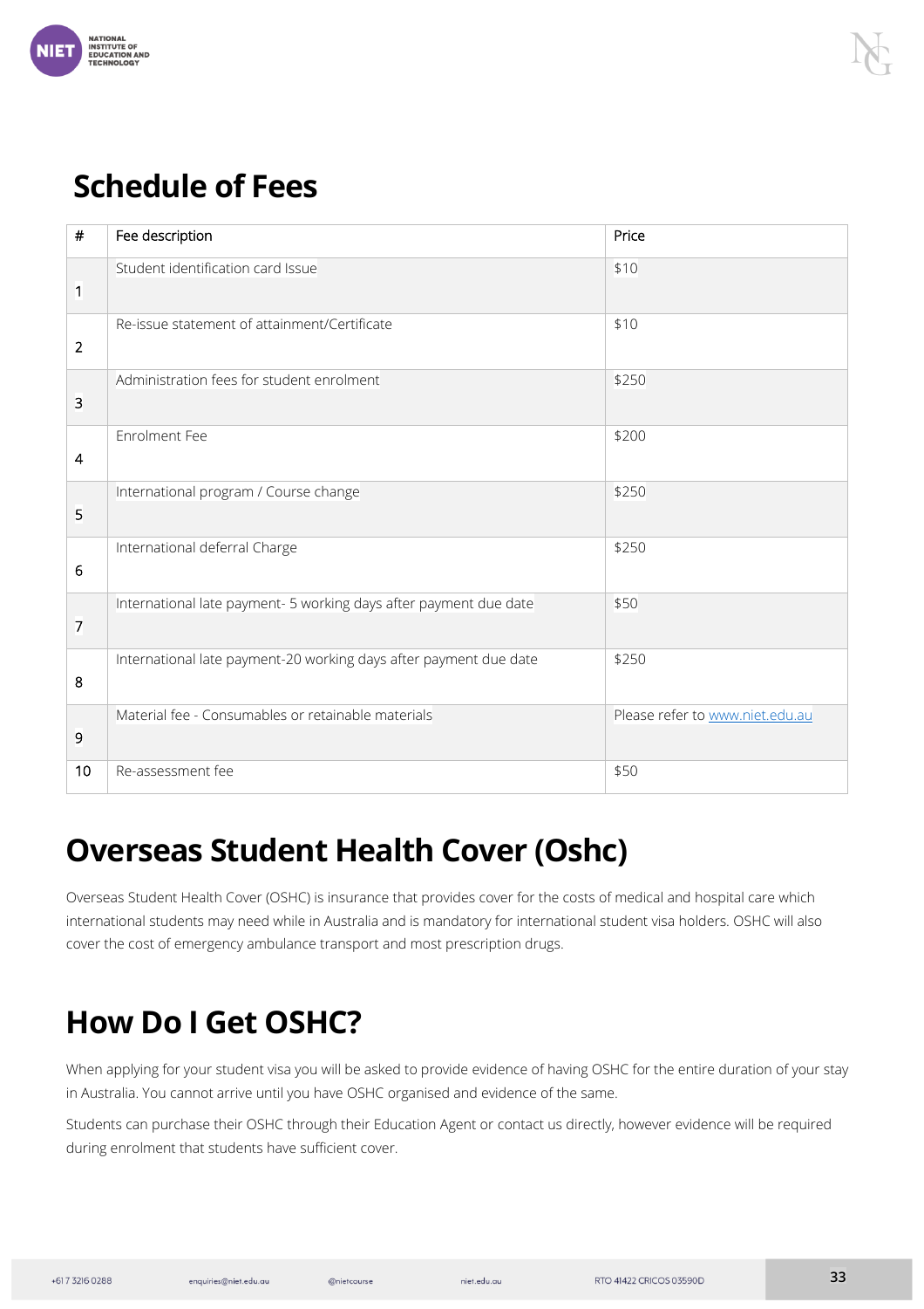# Schedule of Fees

| # | Fee description | Price |
|---|---|---|
| 1 | Student identification card Issue | $10 |
| 2 | Re-issue statement of attainment/Certificate | $10 |
| 3 | Administration fees for student enrolment | $250 |
| 4 | Enrolment Fee | $200 |
| 5 | International program / Course change | $250 |
| 6 | International deferral Charge | $250 |
| 7 | International late payment- 5 working days after payment due date | $50 |
| 8 | International late payment-20 working days after payment due date | $250 |
| 9 | Material fee - Consumables or retainable materials | Please refer to www.niet.edu.au |
| 10 | Re-assessment fee | $50 |

# Overseas Student Health Cover (Oshc)

Overseas Student Health Cover (OSHC) is insurance that provides cover for the costs of medical and hospital care which international students may need while in Australia and is mandatory for international student visa holders. OSHC will also cover the cost of emergency ambulance transport and most prescription drugs.

# How Do I Get OSHC?

When applying for your student visa you will be asked to provide evidence of having OSHC for the entire duration of your stay in Australia. You cannot arrive until you have OSHC organised and evidence of the same.

Students can purchase their OSHC through their Education Agent or contact us directly, however evidence will be required during enrolment that students have sufficient cover.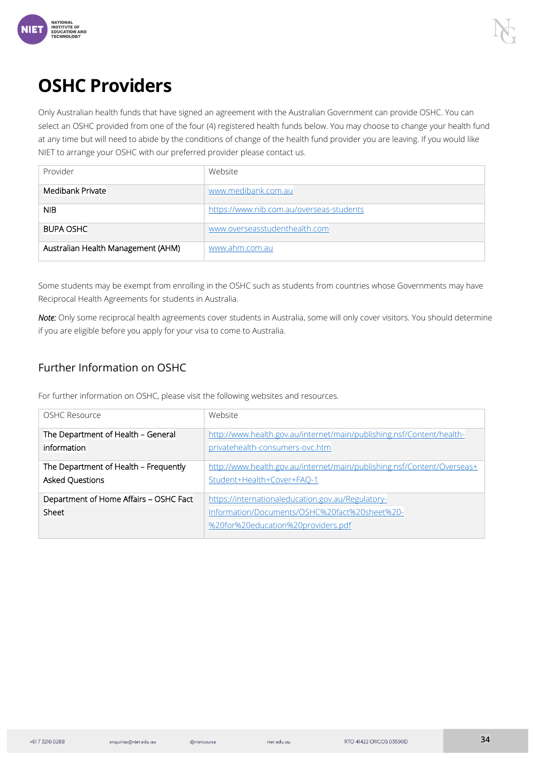# OSHC Providers

Only Australian health funds that have signed an agreement with the Australian Government can provide OSHC. You can select an OSHC provided from one of the four (4) registered health funds below. You may choose to change your health fund at any time but will need to abide by the conditions of change of the health fund provider you are leaving. If you would like NIET to arrange your OSHC with our preferred provider please contact us.

| Provider | Website |
|---|---|
| Medibank Private | www.medibank.com.au |
| NIB | https://www.nib.com.au/overseas-students |
| BUPA OSHC | www.overseasstudenthealth.com |
| Australian Health Management (AHM) | www.ahm.com.au |

Some students may be exempt from enrolling in the OSHC such as students from countries whose Governments may have Reciprocal Health Agreements for students in Australia.

*Note:* Only some reciprocal health agreements cover students in Australia, some will only cover visitors. You should determine if you are eligible before you apply for your visa to come to Australia.

## Further Information on OSHC

For further information on OSHC, please visit the following websites and resources.

| OSHC Resource | Website |
|---|---|
| The Department of Health – General information | http://www.health.gov.au/internet/main/publishing.nsf/Content/health-privatehealth-consumers-ovc.htm |
| The Department of Health – Frequently Asked Questions | http://www.health.gov.au/internet/main/publishing.nsf/Content/Overseas+Student+Health+Cover+FAQ-1 |
| Department of Home Affairs – OSHC Fact Sheet | https://internationaleducation.gov.au/Regulatory-Information/Documents/OSHC%20fact%20sheet%20-%20for%20education%20providers.pdf |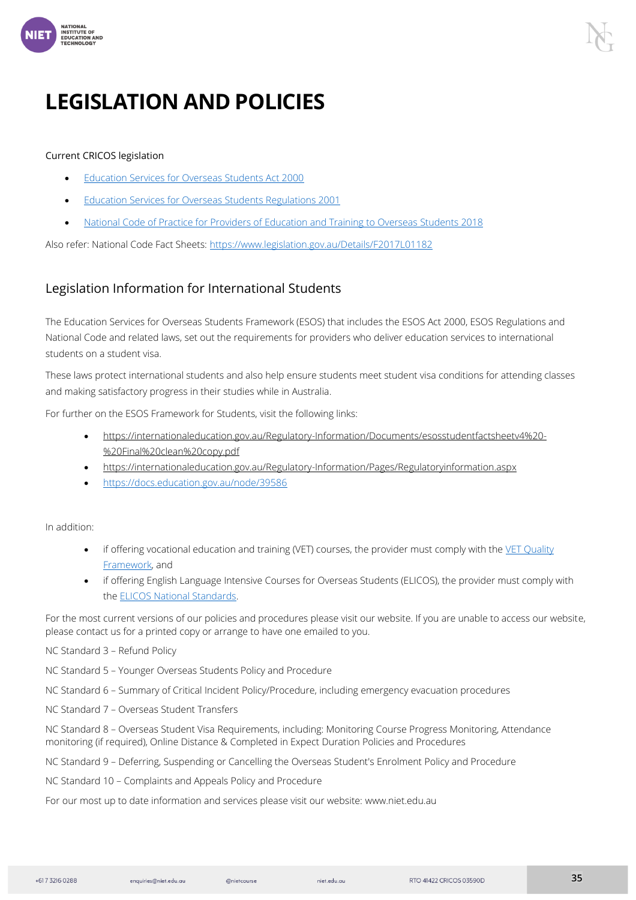# LEGISLATION AND POLICIES

Current CRICOS legislation

- Education Services for Overseas Students Act 2000
- Education Services for Overseas Students Regulations 2001
- National Code of Practice for Providers of Education and Training to Overseas Students 2018

Also refer: National Code Fact Sheets: https://www.legislation.gov.au/Details/F2017L01182

## Legislation Information for International Students

The Education Services for Overseas Students Framework (ESOS) that includes the ESOS Act 2000, ESOS Regulations and National Code and related laws, set out the requirements for providers who deliver education services to international students on a student visa.

These laws protect international students and also help ensure students meet student visa conditions for attending classes and making satisfactory progress in their studies while in Australia.

For further on the ESOS Framework for Students, visit the following links:

- https://internationaleducation.gov.au/Regulatory-Information/Documents/esosstudentfactsheetv4%20-%20Final%20clean%20copy.pdf
- https://internationaleducation.gov.au/Regulatory-Information/Pages/Regulatoryinformation.aspx
- https://docs.education.gov.au/node/39586

In addition:

- if offering vocational education and training (VET) courses, the provider must comply with the VET Quality Framework, and
- if offering English Language Intensive Courses for Overseas Students (ELICOS), the provider must comply with the ELICOS National Standards.

For the most current versions of our policies and procedures please visit our website. If you are unable to access our website, please contact us for a printed copy or arrange to have one emailed to you.

NC Standard 3 – Refund Policy

NC Standard 5 – Younger Overseas Students Policy and Procedure

NC Standard 6 – Summary of Critical Incident Policy/Procedure, including emergency evacuation procedures

NC Standard 7 – Overseas Student Transfers

NC Standard 8 – Overseas Student Visa Requirements, including: Monitoring Course Progress Monitoring, Attendance monitoring (if required), Online Distance & Completed in Expect Duration Policies and Procedures

NC Standard 9 – Deferring, Suspending or Cancelling the Overseas Student's Enrolment Policy and Procedure

NC Standard 10 – Complaints and Appeals Policy and Procedure

For our most up to date information and services please visit our website: www.niet.edu.au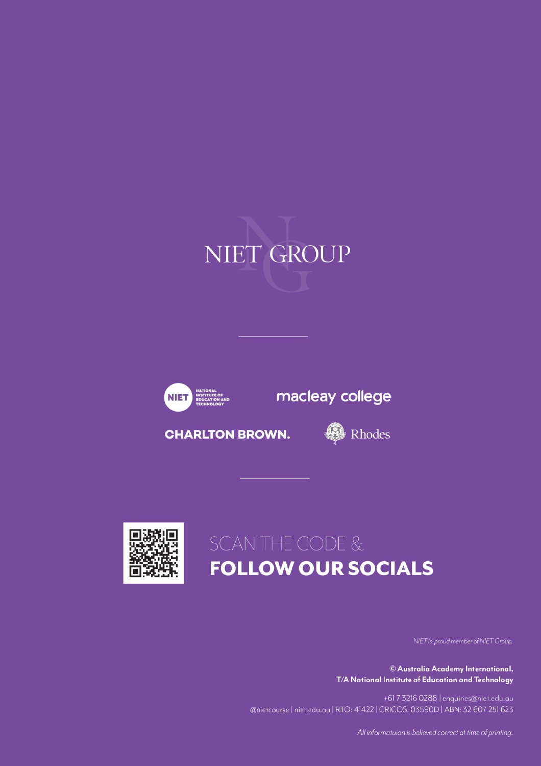# NIET GROUP

NIET NATIONAL INSTITUTE OF EDUCATION AND TECHNOLOGY

macleay college

CHARLTON BROWN.

Rhodes

SCAN THE CODE &

**FOLLOW OUR SOCIALS**

*NIET is proud member of NIET Group.*

**© Australia Academy International,**
**T/A National Institute of Education and Technology**

+61 7 3216 0288 | enquiries@niet.edu.au
@nietcourse | niet.edu.au | RTO: 41422 | CRICOS: 03590D | ABN: 32 607 251 623

*All informatuion is believed correct at time of printing.*